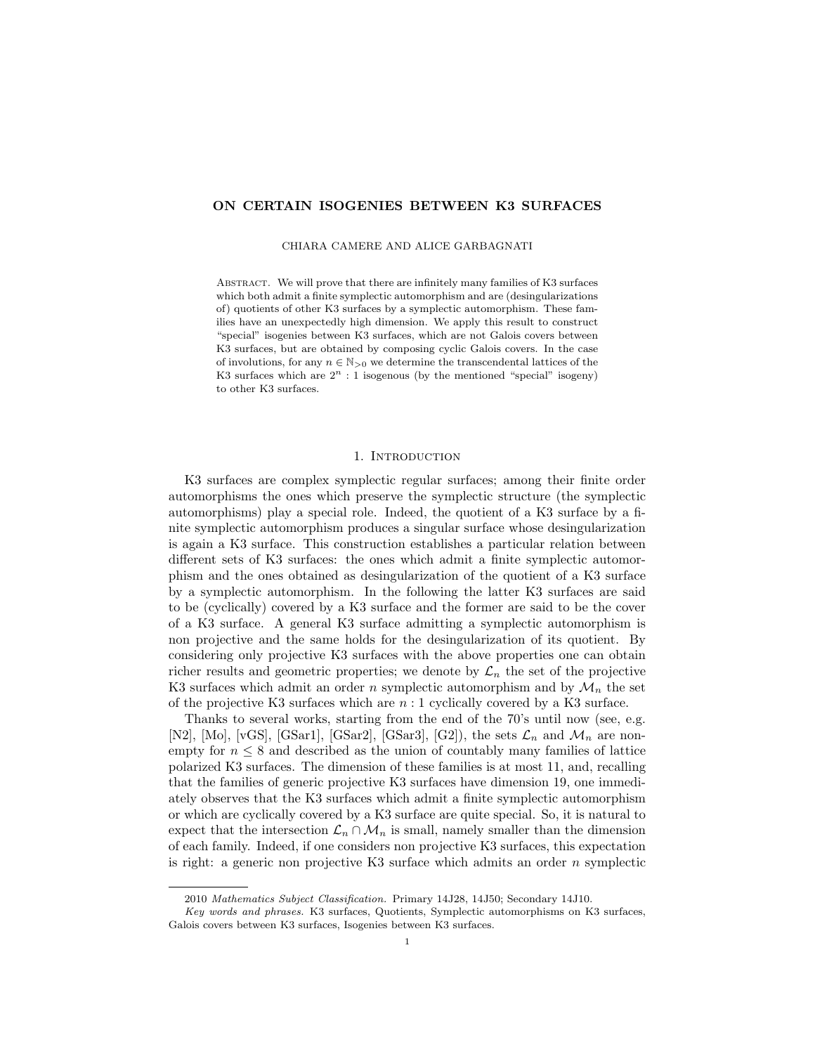# ON CERTAIN ISOGENIES BETWEEN K3 SURFACES

CHIARA CAMERE AND ALICE GARBAGNATI

Abstract. We will prove that there are infinitely many families of K3 surfaces which both admit a finite symplectic automorphism and are (desingularizations of) quotients of other K3 surfaces by a symplectic automorphism. These families have an unexpectedly high dimension. We apply this result to construct "special" isogenies between K3 surfaces, which are not Galois covers between K3 surfaces, but are obtained by composing cyclic Galois covers. In the case of involutions, for any $n \in \mathbb{N}_{>0}$ we determine the transcendental lattices of the K3 surfaces which are $2^n : 1$ isogenous (by the mentioned "special" isogeny) to other K3 surfaces.

## 1. Introduction

K3 surfaces are complex symplectic regular surfaces; among their finite order automorphisms the ones which preserve the symplectic structure (the symplectic automorphisms) play a special role. Indeed, the quotient of a K3 surface by a finite symplectic automorphism produces a singular surface whose desingularization is again a K3 surface. This construction establishes a particular relation between different sets of K3 surfaces: the ones which admit a finite symplectic automorphism and the ones obtained as desingularization of the quotient of a K3 surface by a symplectic automorphism. In the following the latter K3 surfaces are said to be (cyclically) covered by a K3 surface and the former are said to be the cover of a K3 surface. A general K3 surface admitting a symplectic automorphism is non projective and the same holds for the desingularization of its quotient. By considering only projective K3 surfaces with the above properties one can obtain richer results and geometric properties; we denote by $\mathcal{L}_n$ the set of the projective K3 surfaces which admit an order $n$ symplectic automorphism and by $\mathcal{M}_n$ the set of the projective K3 surfaces which are $n : 1$ cyclically covered by a K3 surface.

Thanks to several works, starting from the end of the 70's until now (see, e.g. [N2], [Mo], [vGS], [GSar1], [GSar2], [GSar3], [G2]), the sets $\mathcal{L}_n$ and $\mathcal{M}_n$ are non-empty for $n \leq 8$ and described as the union of countably many families of lattice polarized K3 surfaces. The dimension of these families is at most 11, and, recalling that the families of generic projective K3 surfaces have dimension 19, one immediately observes that the K3 surfaces which admit a finite symplectic automorphism or which are cyclically covered by a K3 surface are quite special. So, it is natural to expect that the intersection $\mathcal{L}_n \cap \mathcal{M}_n$ is small, namely smaller than the dimension of each family. Indeed, if one considers non projective K3 surfaces, this expectation is right: a generic non projective K3 surface which admits an order $n$ symplectic

---

2010 *Mathematics Subject Classification.* Primary 14J28, 14J50; Secondary 14J10.

*Key words and phrases.* K3 surfaces, Quotients, Symplectic automorphisms on K3 surfaces, Galois covers between K3 surfaces, Isogenies between K3 surfaces.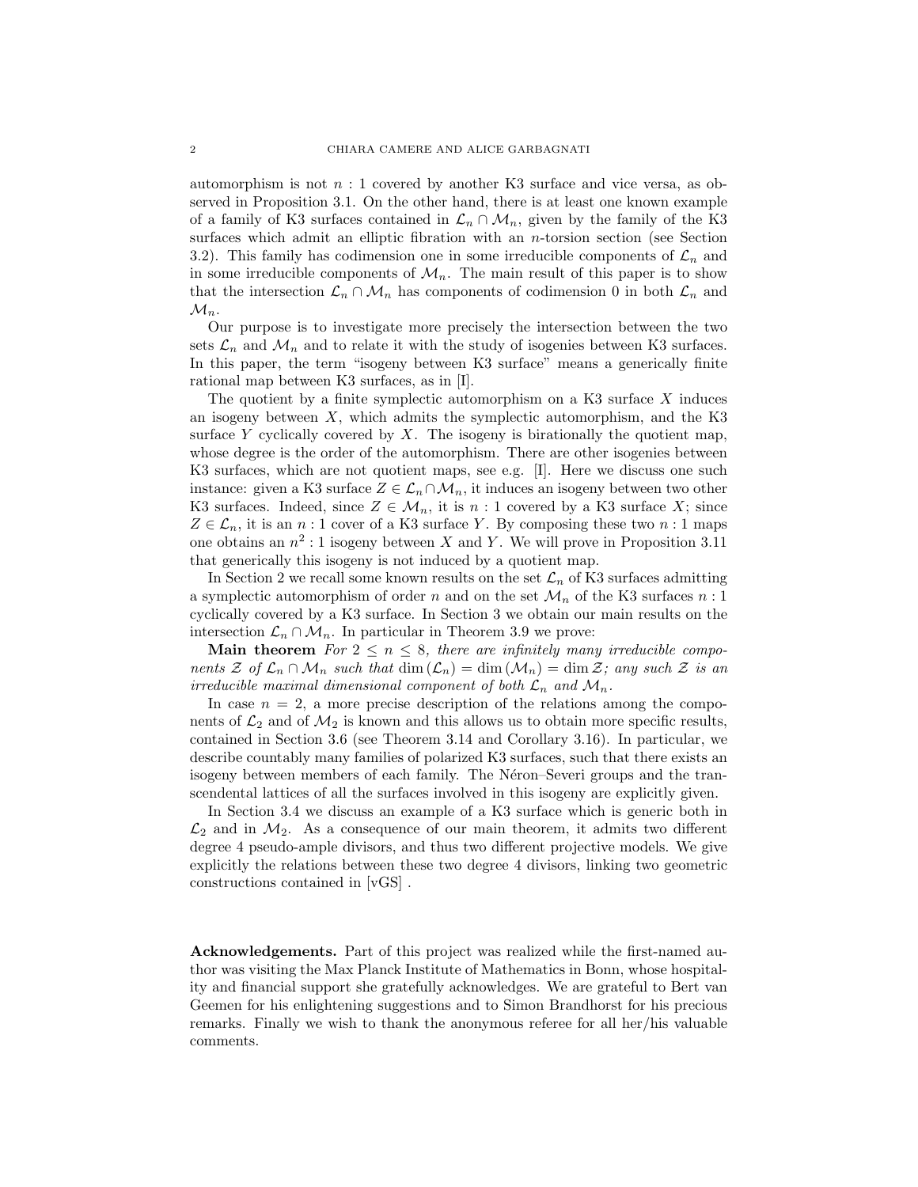automorphism is not $n:1$ covered by another K3 surface and vice versa, as observed in Proposition 3.1. On the other hand, there is at least one known example of a family of K3 surfaces contained in $\mathcal{L}_n \cap \mathcal{M}_n$, given by the family of the K3 surfaces which admit an elliptic fibration with an $n$-torsion section (see Section 3.2). This family has codimension one in some irreducible components of $\mathcal{L}_n$ and in some irreducible components of $\mathcal{M}_n$. The main result of this paper is to show that the intersection $\mathcal{L}_n \cap \mathcal{M}_n$ has components of codimension 0 in both $\mathcal{L}_n$ and $\mathcal{M}_n$.

Our purpose is to investigate more precisely the intersection between the two sets $\mathcal{L}_n$ and $\mathcal{M}_n$ and to relate it with the study of isogenies between K3 surfaces. In this paper, the term "isogeny between K3 surface" means a generically finite rational map between K3 surfaces, as in [I].

The quotient by a finite symplectic automorphism on a K3 surface $X$ induces an isogeny between $X$, which admits the symplectic automorphism, and the K3 surface $Y$ cyclically covered by $X$. The isogeny is birationally the quotient map, whose degree is the order of the automorphism. There are other isogenies between K3 surfaces, which are not quotient maps, see e.g. [I]. Here we discuss one such instance: given a K3 surface $Z \in \mathcal{L}_n \cap \mathcal{M}_n$, it induces an isogeny between two other K3 surfaces. Indeed, since $Z \in \mathcal{M}_n$, it is $n:1$ covered by a K3 surface $X$; since $Z \in \mathcal{L}_n$, it is an $n:1$ cover of a K3 surface $Y$. By composing these two $n:1$ maps one obtains an $n^2:1$ isogeny between $X$ and $Y$. We will prove in Proposition 3.11 that generically this isogeny is not induced by a quotient map.

In Section 2 we recall some known results on the set $\mathcal{L}_n$ of K3 surfaces admitting a symplectic automorphism of order $n$ and on the set $\mathcal{M}_n$ of the K3 surfaces $n:1$ cyclically covered by a K3 surface. In Section 3 we obtain our main results on the intersection $\mathcal{L}_n \cap \mathcal{M}_n$. In particular in Theorem 3.9 we prove:

**Main theorem** *For $2 \leq n \leq 8$, there are infinitely many irreducible components $\mathcal{Z}$ of $\mathcal{L}_n \cap \mathcal{M}_n$ such that $\dim(\mathcal{L}_n) = \dim(\mathcal{M}_n) = \dim \mathcal{Z}$; any such $\mathcal{Z}$ is an irreducible maximal dimensional component of both $\mathcal{L}_n$ and $\mathcal{M}_n$.*

In case $n = 2$, a more precise description of the relations among the components of $\mathcal{L}_2$ and of $\mathcal{M}_2$ is known and this allows us to obtain more specific results, contained in Section 3.6 (see Theorem 3.14 and Corollary 3.16). In particular, we describe countably many families of polarized K3 surfaces, such that there exists an isogeny between members of each family. The Néron–Severi groups and the transcendental lattices of all the surfaces involved in this isogeny are explicitly given.

In Section 3.4 we discuss an example of a K3 surface which is generic both in $\mathcal{L}_2$ and in $\mathcal{M}_2$. As a consequence of our main theorem, it admits two different degree 4 pseudo-ample divisors, and thus two different projective models. We give explicitly the relations between these two degree 4 divisors, linking two geometric constructions contained in [vGS] .

**Acknowledgements.** Part of this project was realized while the first-named author was visiting the Max Planck Institute of Mathematics in Bonn, whose hospitality and financial support she gratefully acknowledges. We are grateful to Bert van Geemen for his enlightening suggestions and to Simon Brandhorst for his precious remarks. Finally we wish to thank the anonymous referee for all her/his valuable comments.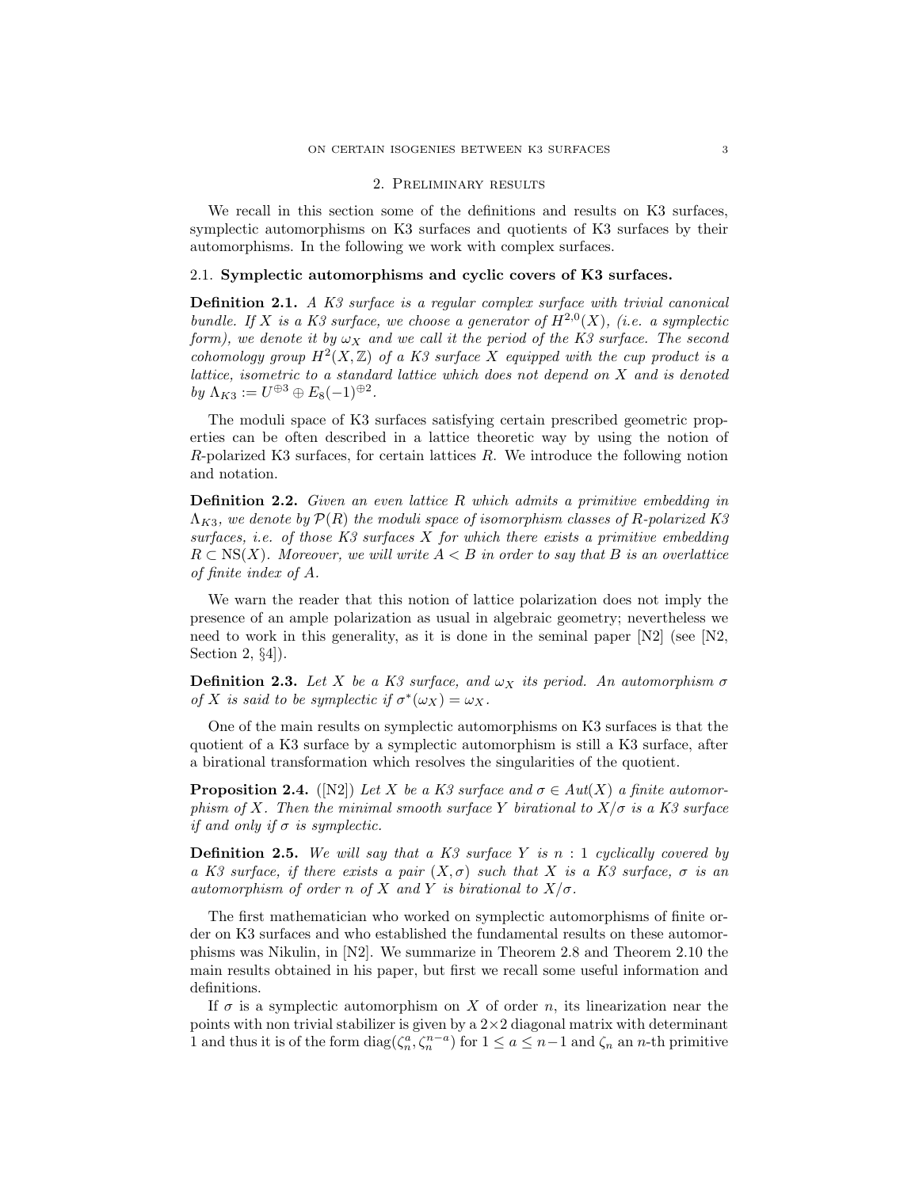## 2. Preliminary results

We recall in this section some of the definitions and results on K3 surfaces, symplectic automorphisms on K3 surfaces and quotients of K3 surfaces by their automorphisms. In the following we work with complex surfaces.

### 2.1. Symplectic automorphisms and cyclic covers of K3 surfaces.

**Definition 2.1.** *A K3 surface is a regular complex surface with trivial canonical bundle. If $X$ is a K3 surface, we choose a generator of $H^{2,0}(X)$, (i.e. a symplectic form), we denote it by $\omega_X$ and we call it the period of the K3 surface. The second cohomology group $H^2(X,\mathbb{Z})$ of a K3 surface $X$ equipped with the cup product is a lattice, isometric to a standard lattice which does not depend on $X$ and is denoted by $\Lambda_{K3} := U^{\oplus 3} \oplus E_8(-1)^{\oplus 2}$.*

The moduli space of K3 surfaces satisfying certain prescribed geometric properties can be often described in a lattice theoretic way by using the notion of $R$-polarized K3 surfaces, for certain lattices $R$. We introduce the following notion and notation.

**Definition 2.2.** *Given an even lattice $R$ which admits a primitive embedding in $\Lambda_{K3}$, we denote by $\mathcal{P}(R)$ the moduli space of isomorphism classes of $R$-polarized K3 surfaces, i.e. of those K3 surfaces $X$ for which there exists a primitive embedding $R \subset \mathrm{NS}(X)$. Moreover, we will write $A < B$ in order to say that $B$ is an overlattice of finite index of $A$.*

We warn the reader that this notion of lattice polarization does not imply the presence of an ample polarization as usual in algebraic geometry; nevertheless we need to work in this generality, as it is done in the seminal paper [N2] (see [N2, Section 2, §4]).

**Definition 2.3.** *Let $X$ be a K3 surface, and $\omega_X$ its period. An automorphism $\sigma$ of $X$ is said to be symplectic if $\sigma^*(\omega_X) = \omega_X$.*

One of the main results on symplectic automorphisms on K3 surfaces is that the quotient of a K3 surface by a symplectic automorphism is still a K3 surface, after a birational transformation which resolves the singularities of the quotient.

**Proposition 2.4.** ([N2]) *Let $X$ be a K3 surface and $\sigma \in Aut(X)$ a finite automorphism of $X$. Then the minimal smooth surface $Y$ birational to $X/\sigma$ is a K3 surface if and only if $\sigma$ is symplectic.*

**Definition 2.5.** *We will say that a K3 surface $Y$ is $n:1$ cyclically covered by a K3 surface, if there exists a pair $(X,\sigma)$ such that $X$ is a K3 surface, $\sigma$ is an automorphism of order $n$ of $X$ and $Y$ is birational to $X/\sigma$.*

The first mathematician who worked on symplectic automorphisms of finite order on K3 surfaces and who established the fundamental results on these automorphisms was Nikulin, in [N2]. We summarize in Theorem 2.8 and Theorem 2.10 the main results obtained in his paper, but first we recall some useful information and definitions.

If $\sigma$ is a symplectic automorphism on $X$ of order $n$, its linearization near the points with non trivial stabilizer is given by a $2\times 2$ diagonal matrix with determinant 1 and thus it is of the form $\mathrm{diag}(\zeta_n^a, \zeta_n^{n-a})$ for $1 \leq a \leq n-1$ and $\zeta_n$ an $n$-th primitive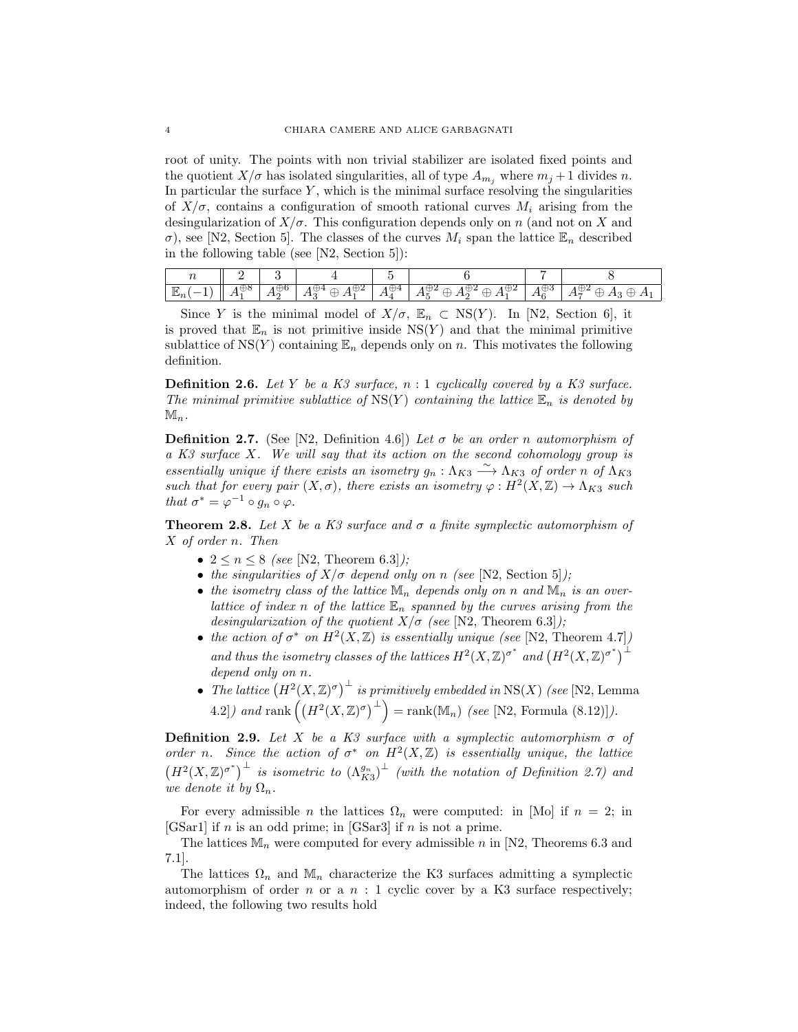root of unity. The points with non trivial stabilizer are isolated fixed points and the quotient $X/\sigma$ has isolated singularities, all of type $A_{m_j}$ where $m_j+1$ divides $n$. In particular the surface $Y$, which is the minimal surface resolving the singularities of $X/\sigma$, contains a configuration of smooth rational curves $M_i$ arising from the desingularization of $X/\sigma$. This configuration depends only on $n$ (and not on $X$ and $\sigma$), see [N2, Section 5]. The classes of the curves $M_i$ span the lattice $\mathbb{E}_n$ described in the following table (see [N2, Section 5]):

| $n$ | 2 | 3 | 4 | 5 | 6 | 7 | 8 |
|---|---|---|---|---|---|---|---|
| $\mathbb{E}_n(-1)$ | $A_1^{\oplus 8}$ | $A_2^{\oplus 6}$ | $A_3^{\oplus 4}\oplus A_1^{\oplus 2}$ | $A_4^{\oplus 4}$ | $A_5^{\oplus 2}\oplus A_2^{\oplus 2}\oplus A_1^{\oplus 2}$ | $A_6^{\oplus 3}$ | $A_7^{\oplus 2}\oplus A_3\oplus A_1$ |

Since $Y$ is the minimal model of $X/\sigma$, $\mathbb{E}_n\subset \mathrm{NS}(Y)$. In [N2, Section 6], it is proved that $\mathbb{E}_n$ is not primitive inside $\mathrm{NS}(Y)$ and that the minimal primitive sublattice of $\mathrm{NS}(Y)$ containing $\mathbb{E}_n$ depends only on $n$. This motivates the following definition.

**Definition 2.6.** *Let $Y$ be a K3 surface, $n:1$ cyclically covered by a K3 surface. The minimal primitive sublattice of $\mathrm{NS}(Y)$ containing the lattice $\mathbb{E}_n$ is denoted by $\mathbb{M}_n$.*

**Definition 2.7.** (See [N2, Definition 4.6]) *Let $\sigma$ be an order $n$ automorphism of a K3 surface $X$. We will say that its action on the second cohomology group is essentially unique if there exists an isometry $g_n:\Lambda_{K3}\xrightarrow{\sim}\Lambda_{K3}$ of order $n$ of $\Lambda_{K3}$ such that for every pair $(X,\sigma)$, there exists an isometry $\varphi: H^2(X,\mathbb{Z})\rightarrow\Lambda_{K3}$ such that $\sigma^*=\varphi^{-1}\circ g_n\circ\varphi$.*

**Theorem 2.8.** *Let $X$ be a K3 surface and $\sigma$ a finite symplectic automorphism of $X$ of order $n$. Then*

- $2\leq n\leq 8$ *(see* [N2, Theorem 6.3]*);*
- *the singularities of $X/\sigma$ depend only on $n$ (see* [N2, Section 5]*);*
- *the isometry class of the lattice $\mathbb{M}_n$ depends only on $n$ and $\mathbb{M}_n$ is an overlattice of index $n$ of the lattice $\mathbb{E}_n$ spanned by the curves arising from the desingularization of the quotient $X/\sigma$ (see* [N2, Theorem 6.3]*);*
- *the action of $\sigma^*$ on $H^2(X,\mathbb{Z})$ is essentially unique (see* [N2, Theorem 4.7]*) and thus the isometry classes of the lattices $H^2(X,\mathbb{Z})^{\sigma^*}$ and $\left(H^2(X,\mathbb{Z})^{\sigma^*}\right)^{\perp}$ depend only on $n$.*
- *The lattice $\left(H^2(X,\mathbb{Z})^{\sigma}\right)^{\perp}$ is primitively embedded in $\mathrm{NS}(X)$ (see* [N2, Lemma 4.2]*) and $\mathrm{rank}\left(\left(H^2(X,\mathbb{Z})^{\sigma}\right)^{\perp}\right)=\mathrm{rank}(\mathbb{M}_n)$ (see* [N2, Formula (8.12)]*).*

**Definition 2.9.** *Let $X$ be a K3 surface with a symplectic automorphism $\sigma$ of order $n$. Since the action of $\sigma^*$ on $H^2(X,\mathbb{Z})$ is essentially unique, the lattice $\left(H^2(X,\mathbb{Z})^{\sigma^*}\right)^{\perp}$ is isometric to $(\Lambda_{K3}^{g_n})^{\perp}$ (with the notation of Definition 2.7) and we denote it by $\Omega_n$.*

For every admissible $n$ the lattices $\Omega_n$ were computed: in [Mo] if $n=2$; in [GSar1] if $n$ is an odd prime; in [GSar3] if $n$ is not a prime.

The lattices $\mathbb{M}_n$ were computed for every admissible $n$ in [N2, Theorems 6.3 and 7.1].

The lattices $\Omega_n$ and $\mathbb{M}_n$ characterize the K3 surfaces admitting a symplectic automorphism of order $n$ or a $n:1$ cyclic cover by a K3 surface respectively; indeed, the following two results hold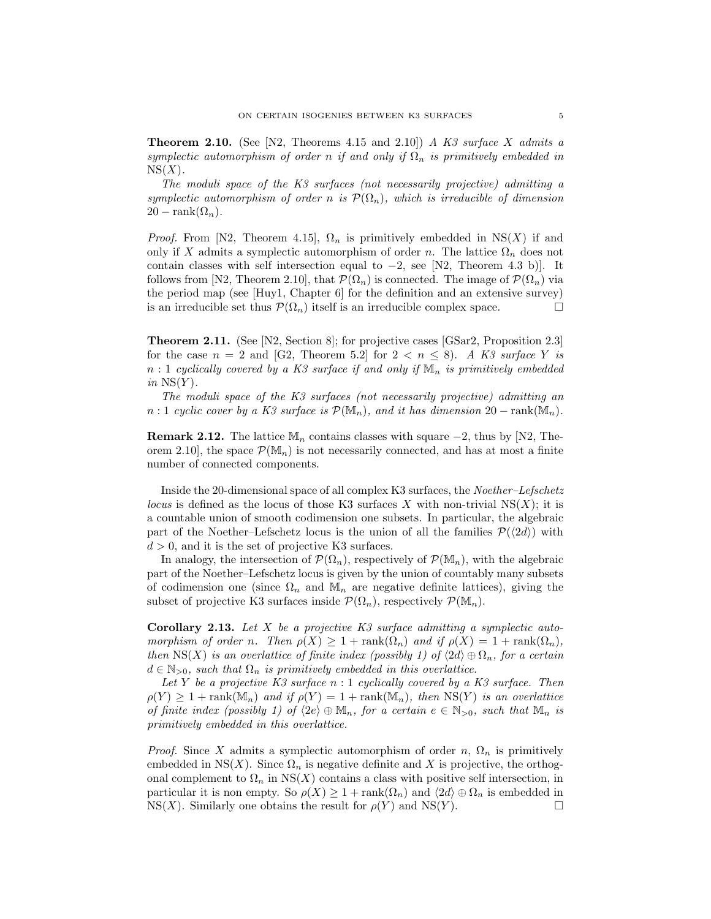**Theorem 2.10.** (See [N2, Theorems 4.15 and 2.10]) *A K3 surface $X$ admits a symplectic automorphism of order $n$ if and only if $\Omega_n$ is primitively embedded in $\mathrm{NS}(X)$.*

*The moduli space of the K3 surfaces (not necessarily projective) admitting a symplectic automorphism of order $n$ is $\mathcal{P}(\Omega_n)$, which is irreducible of dimension $20 - \mathrm{rank}(\Omega_n)$.*

*Proof.* From [N2, Theorem 4.15], $\Omega_n$ is primitively embedded in $\mathrm{NS}(X)$ if and only if $X$ admits a symplectic automorphism of order $n$. The lattice $\Omega_n$ does not contain classes with self intersection equal to $-2$, see [N2, Theorem 4.3 b)]. It follows from [N2, Theorem 2.10], that $\mathcal{P}(\Omega_n)$ is connected. The image of $\mathcal{P}(\Omega_n)$ via the period map (see [Huy1, Chapter 6] for the definition and an extensive survey) is an irreducible set thus $\mathcal{P}(\Omega_n)$ itself is an irreducible complex space. □

**Theorem 2.11.** (See [N2, Section 8]; for projective cases [GSar2, Proposition 2.3] for the case $n = 2$ and [G2, Theorem 5.2] for $2 < n \leq 8$). *A K3 surface $Y$ is $n:1$ cyclically covered by a K3 surface if and only if $\mathbb{M}_n$ is primitively embedded in $\mathrm{NS}(Y)$.*

*The moduli space of the K3 surfaces (not necessarily projective) admitting an $n:1$ cyclic cover by a K3 surface is $\mathcal{P}(\mathbb{M}_n)$, and it has dimension $20 - \mathrm{rank}(\mathbb{M}_n)$.*

**Remark 2.12.** The lattice $\mathbb{M}_n$ contains classes with square $-2$, thus by [N2, Theorem 2.10], the space $\mathcal{P}(\mathbb{M}_n)$ is not necessarily connected, and has at most a finite number of connected components.

Inside the 20-dimensional space of all complex K3 surfaces, the *Noether–Lefschetz locus* is defined as the locus of those K3 surfaces $X$ with non-trivial $\mathrm{NS}(X)$; it is a countable union of smooth codimension one subsets. In particular, the algebraic part of the Noether–Lefschetz locus is the union of all the families $\mathcal{P}(\langle 2d\rangle)$ with $d > 0$, and it is the set of projective K3 surfaces.

In analogy, the intersection of $\mathcal{P}(\Omega_n)$, respectively of $\mathcal{P}(\mathbb{M}_n)$, with the algebraic part of the Noether–Lefschetz locus is given by the union of countably many subsets of codimension one (since $\Omega_n$ and $\mathbb{M}_n$ are negative definite lattices), giving the subset of projective K3 surfaces inside $\mathcal{P}(\Omega_n)$, respectively $\mathcal{P}(\mathbb{M}_n)$.

**Corollary 2.13.** *Let $X$ be a projective K3 surface admitting a symplectic automorphism of order $n$. Then $\rho(X) \geq 1 + \mathrm{rank}(\Omega_n)$ and if $\rho(X) = 1 + \mathrm{rank}(\Omega_n)$, then $\mathrm{NS}(X)$ is an overlattice of finite index (possibly 1) of $\langle 2d\rangle \oplus \Omega_n$, for a certain $d \in \mathbb{N}_{>0}$, such that $\Omega_n$ is primitively embedded in this overlattice.*

*Let $Y$ be a projective K3 surface $n:1$ cyclically covered by a K3 surface. Then $\rho(Y) \geq 1 + \mathrm{rank}(\mathbb{M}_n)$ and if $\rho(Y) = 1 + \mathrm{rank}(\mathbb{M}_n)$, then $\mathrm{NS}(Y)$ is an overlattice of finite index (possibly 1) of $\langle 2e\rangle \oplus \mathbb{M}_n$, for a certain $e \in \mathbb{N}_{>0}$, such that $\mathbb{M}_n$ is primitively embedded in this overlattice.*

*Proof.* Since $X$ admits a symplectic automorphism of order $n$, $\Omega_n$ is primitively embedded in $\mathrm{NS}(X)$. Since $\Omega_n$ is negative definite and $X$ is projective, the orthogonal complement to $\Omega_n$ in $\mathrm{NS}(X)$ contains a class with positive self intersection, in particular it is non empty. So $\rho(X) \geq 1 + \mathrm{rank}(\Omega_n)$ and $\langle 2d\rangle \oplus \Omega_n$ is embedded in $\mathrm{NS}(X)$. Similarly one obtains the result for $\rho(Y)$ and $\mathrm{NS}(Y)$. □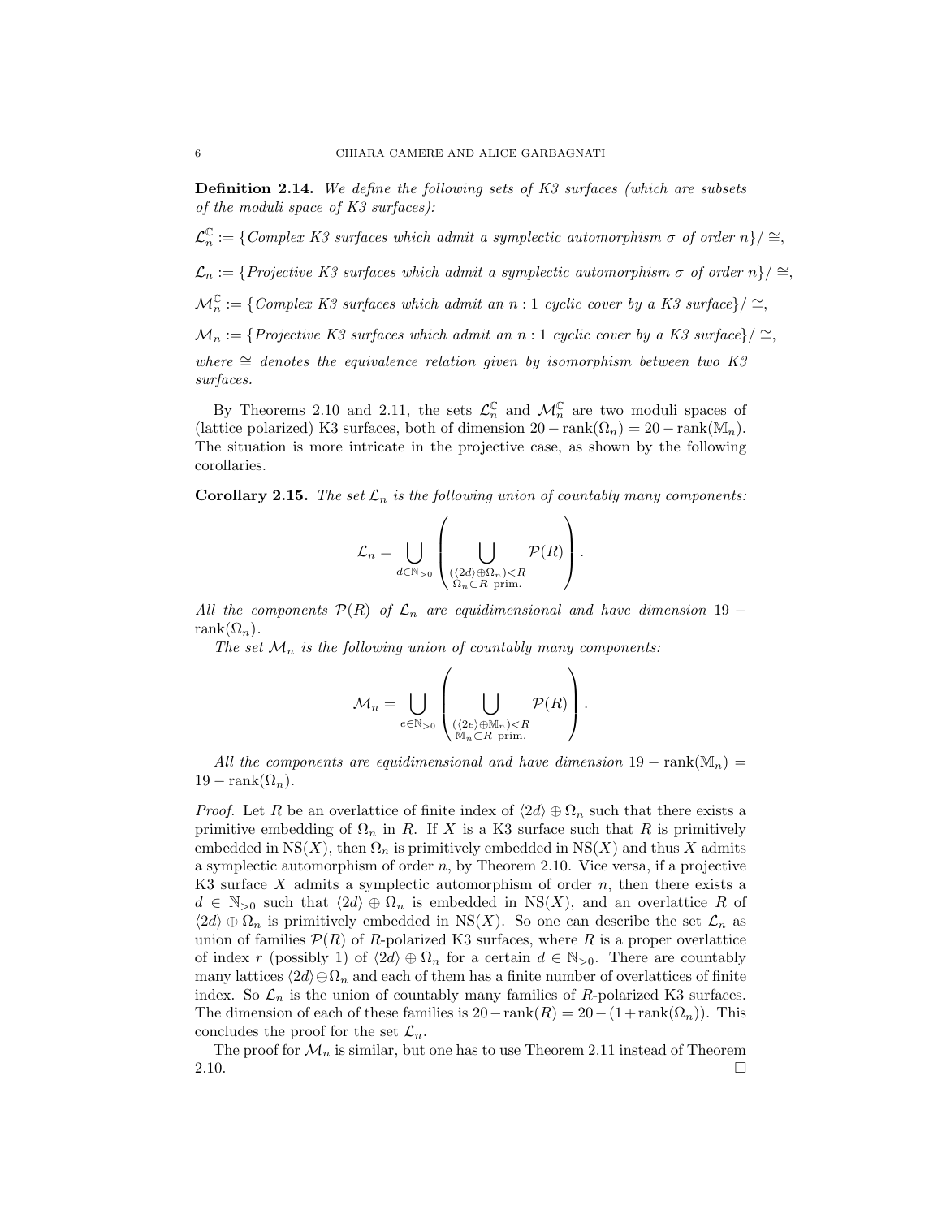**Definition 2.14.** *We define the following sets of K3 surfaces (which are subsets of the moduli space of K3 surfaces):*

$\mathcal{L}_n^{\mathbb{C}} := \{$*Complex K3 surfaces which admit a symplectic automorphism* $\sigma$ *of order* $n\}/\cong$,

$\mathcal{L}_n := \{$*Projective K3 surfaces which admit a symplectic automorphism* $\sigma$ *of order* $n\}/\cong$,

$\mathcal{M}_n^{\mathbb{C}} := \{$*Complex K3 surfaces which admit an* $n:1$ *cyclic cover by a K3 surface*$\}/\cong$,

$\mathcal{M}_n := \{$*Projective K3 surfaces which admit an* $n:1$ *cyclic cover by a K3 surface*$\}/\cong$,

*where* $\cong$ *denotes the equivalence relation given by isomorphism between two K3 surfaces.*

By Theorems 2.10 and 2.11, the sets $\mathcal{L}_n^{\mathbb{C}}$ and $\mathcal{M}_n^{\mathbb{C}}$ are two moduli spaces of (lattice polarized) K3 surfaces, both of dimension $20-\operatorname{rank}(\Omega_n) = 20-\operatorname{rank}(\mathbb{M}_n)$. The situation is more intricate in the projective case, as shown by the following corollaries.

**Corollary 2.15.** *The set* $\mathcal{L}_n$ *is the following union of countably many components:*

$$\mathcal{L}_n = \bigcup_{d\in\mathbb{N}_{>0}} \left( \bigcup_{\substack{(\langle 2d\rangle \oplus \Omega_n) < R \\ \Omega_n \subset R \text{ prim.}}} \mathcal{P}(R) \right).$$

*All the components* $\mathcal{P}(R)$ *of* $\mathcal{L}_n$ *are equidimensional and have dimension* $19-\operatorname{rank}(\Omega_n)$.

*The set* $\mathcal{M}_n$ *is the following union of countably many components:*

$$\mathcal{M}_n = \bigcup_{e\in\mathbb{N}_{>0}} \left( \bigcup_{\substack{(\langle 2e\rangle \oplus \mathbb{M}_n) < R \\ \mathbb{M}_n \subset R \text{ prim.}}} \mathcal{P}(R) \right).$$

*All the components are equidimensional and have dimension* $19-\operatorname{rank}(\mathbb{M}_n) = 19-\operatorname{rank}(\Omega_n)$.

*Proof.* Let $R$ be an overlattice of finite index of $\langle 2d\rangle \oplus \Omega_n$ such that there exists a primitive embedding of $\Omega_n$ in $R$. If $X$ is a K3 surface such that $R$ is primitively embedded in $\operatorname{NS}(X)$, then $\Omega_n$ is primitively embedded in $\operatorname{NS}(X)$ and thus $X$ admits a symplectic automorphism of order $n$, by Theorem 2.10. Vice versa, if a projective K3 surface $X$ admits a symplectic automorphism of order $n$, then there exists a $d \in \mathbb{N}_{>0}$ such that $\langle 2d\rangle \oplus \Omega_n$ is embedded in $\operatorname{NS}(X)$, and an overlattice $R$ of $\langle 2d\rangle \oplus \Omega_n$ is primitively embedded in $\operatorname{NS}(X)$. So one can describe the set $\mathcal{L}_n$ as union of families $\mathcal{P}(R)$ of $R$-polarized K3 surfaces, where $R$ is a proper overlattice of index $r$ (possibly 1) of $\langle 2d\rangle \oplus \Omega_n$ for a certain $d \in \mathbb{N}_{>0}$. There are countably many lattices $\langle 2d\rangle \oplus \Omega_n$ and each of them has a finite number of overlattices of finite index. So $\mathcal{L}_n$ is the union of countably many families of $R$-polarized K3 surfaces. The dimension of each of these families is $20-\operatorname{rank}(R) = 20-(1+\operatorname{rank}(\Omega_n))$. This concludes the proof for the set $\mathcal{L}_n$.

The proof for $\mathcal{M}_n$ is similar, but one has to use Theorem 2.11 instead of Theorem 2.10. □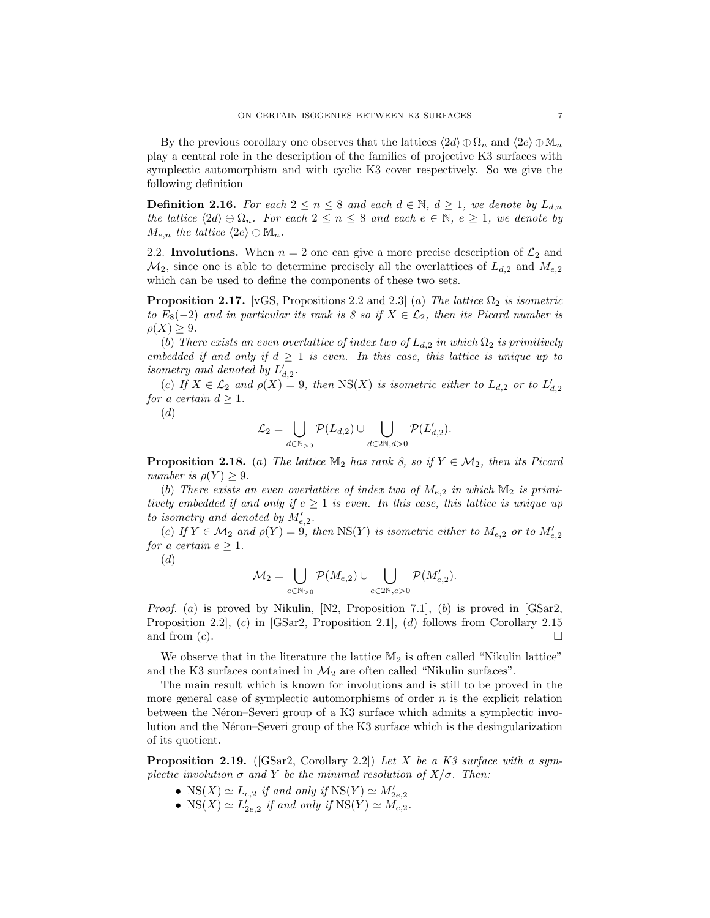By the previous corollary one observes that the lattices $\langle 2d\rangle \oplus \Omega_n$ and $\langle 2e\rangle \oplus \mathbb{M}_n$ play a central role in the description of the families of projective K3 surfaces with symplectic automorphism and with cyclic K3 cover respectively. So we give the following definition

**Definition 2.16.** *For each $2 \leq n \leq 8$ and each $d \in \mathbb{N}$, $d \geq 1$, we denote by $L_{d,n}$ the lattice $\langle 2d\rangle \oplus \Omega_n$. For each $2 \leq n \leq 8$ and each $e \in \mathbb{N}$, $e \geq 1$, we denote by $M_{e,n}$ the lattice $\langle 2e\rangle \oplus \mathbb{M}_n$.*

## 2.2. Involutions.

When $n = 2$ one can give a more precise description of $\mathcal{L}_2$ and $\mathcal{M}_2$, since one is able to determine precisely all the overlattices of $L_{d,2}$ and $M_{e,2}$ which can be used to define the components of these two sets.

**Proposition 2.17.** [vGS, Propositions 2.2 and 2.3] *(a) The lattice $\Omega_2$ is isometric to $E_8(-2)$ and in particular its rank is 8 so if $X \in \mathcal{L}_2$, then its Picard number is $\rho(X) \geq 9$.*

*(b) There exists an even overlattice of index two of $L_{d,2}$ in which $\Omega_2$ is primitively embedded if and only if $d \geq 1$ is even. In this case, this lattice is unique up to isometry and denoted by $L'_{d,2}$.*

*(c) If $X \in \mathcal{L}_2$ and $\rho(X) = 9$, then $\operatorname{NS}(X)$ is isometric either to $L_{d,2}$ or to $L'_{d,2}$ for a certain $d \geq 1$.*

*(d)*

$$\mathcal{L}_2 = \bigcup_{d\in\mathbb{N}_{>0}} \mathcal{P}(L_{d,2}) \cup \bigcup_{d\in 2\mathbb{N}, d>0} \mathcal{P}(L'_{d,2}).$$

**Proposition 2.18.** *(a) The lattice $\mathbb{M}_2$ has rank 8, so if $Y \in \mathcal{M}_2$, then its Picard number is $\rho(Y) \geq 9$.*

*(b) There exists an even overlattice of index two of $M_{e,2}$ in which $\mathbb{M}_2$ is primitively embedded if and only if $e \geq 1$ is even. In this case, this lattice is unique up to isometry and denoted by $M'_{e,2}$.*

*(c) If $Y \in \mathcal{M}_2$ and $\rho(Y) = 9$, then $\operatorname{NS}(Y)$ is isometric either to $M_{e,2}$ or to $M'_{e,2}$ for a certain $e \geq 1$.*

*(d)*

$$\mathcal{M}_2 = \bigcup_{e\in\mathbb{N}_{>0}} \mathcal{P}(M_{e,2}) \cup \bigcup_{e\in 2\mathbb{N}, e>0} \mathcal{P}(M'_{e,2}).$$

*Proof.* (a) is proved by Nikulin, [N2, Proposition 7.1], (b) is proved in [GSar2, Proposition 2.2], (c) in [GSar2, Proposition 2.1], (d) follows from Corollary 2.15 and from (c). □

We observe that in the literature the lattice $\mathbb{M}_2$ is often called "Nikulin lattice" and the K3 surfaces contained in $\mathcal{M}_2$ are often called "Nikulin surfaces".

The main result which is known for involutions and is still to be proved in the more general case of symplectic automorphisms of order $n$ is the explicit relation between the Néron–Severi group of a K3 surface which admits a symplectic involution and the Néron–Severi group of the K3 surface which is the desingularization of its quotient.

**Proposition 2.19.** ([GSar2, Corollary 2.2]) *Let $X$ be a K3 surface with a symplectic involution $\sigma$ and $Y$ be the minimal resolution of $X/\sigma$. Then:*

- *$\operatorname{NS}(X) \simeq L_{e,2}$ if and only if $\operatorname{NS}(Y) \simeq M'_{2e,2}$*
- *$\operatorname{NS}(X) \simeq L'_{2e,2}$ if and only if $\operatorname{NS}(Y) \simeq M_{e,2}$.*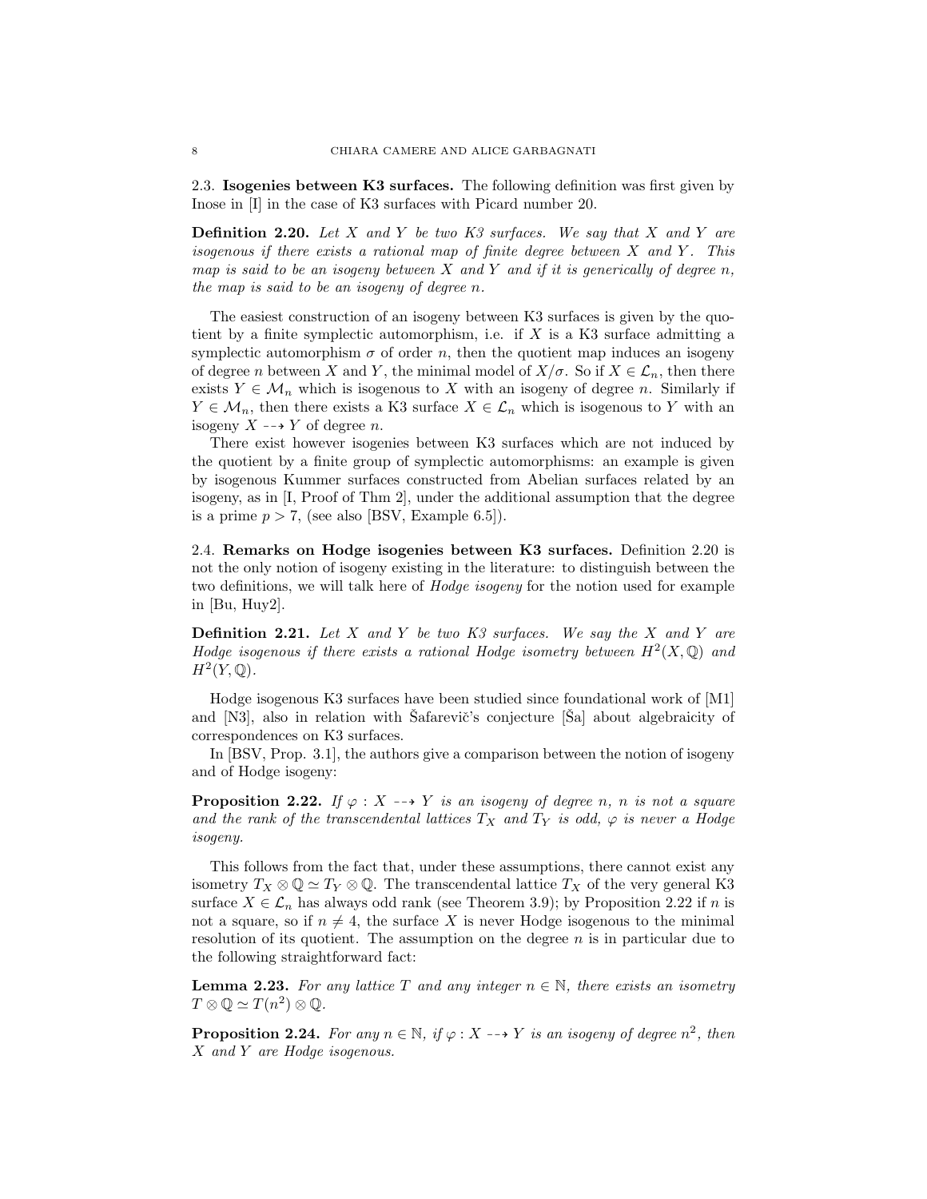### 2.3. Isogenies between K3 surfaces.

The following definition was first given by Inose in [I] in the case of K3 surfaces with Picard number 20.

**Definition 2.20.** *Let $X$ and $Y$ be two K3 surfaces. We say that $X$ and $Y$ are isogenous if there exists a rational map of finite degree between $X$ and $Y$. This map is said to be an isogeny between $X$ and $Y$ and if it is generically of degree $n$, the map is said to be an isogeny of degree $n$.*

The easiest construction of an isogeny between K3 surfaces is given by the quotient by a finite symplectic automorphism, i.e. if $X$ is a K3 surface admitting a symplectic automorphism $\sigma$ of order $n$, then the quotient map induces an isogeny of degree $n$ between $X$ and $Y$, the minimal model of $X/\sigma$. So if $X \in \mathcal{L}_n$, then there exists $Y \in \mathcal{M}_n$ which is isogenous to $X$ with an isogeny of degree $n$. Similarly if $Y \in \mathcal{M}_n$, then there exists a K3 surface $X \in \mathcal{L}_n$ which is isogenous to $Y$ with an isogeny $X \dashrightarrow Y$ of degree $n$.

There exist however isogenies between K3 surfaces which are not induced by the quotient by a finite group of symplectic automorphisms: an example is given by isogenous Kummer surfaces constructed from Abelian surfaces related by an isogeny, as in [I, Proof of Thm 2], under the additional assumption that the degree is a prime $p > 7$, (see also [BSV, Example 6.5]).

### 2.4. Remarks on Hodge isogenies between K3 surfaces.

Definition 2.20 is not the only notion of isogeny existing in the literature: to distinguish between the two definitions, we will talk here of *Hodge isogeny* for the notion used for example in [Bu, Huy2].

**Definition 2.21.** *Let $X$ and $Y$ be two K3 surfaces. We say the $X$ and $Y$ are Hodge isogenous if there exists a rational Hodge isometry between $H^2(X, \mathbb{Q})$ and $H^2(Y, \mathbb{Q})$.*

Hodge isogenous K3 surfaces have been studied since foundational work of [M1] and [N3], also in relation with Šafarevič's conjecture [Ša] about algebraicity of correspondences on K3 surfaces.

In [BSV, Prop. 3.1], the authors give a comparison between the notion of isogeny and of Hodge isogeny:

**Proposition 2.22.** *If $\varphi : X \dashrightarrow Y$ is an isogeny of degree $n$, $n$ is not a square and the rank of the transcendental lattices $T_X$ and $T_Y$ is odd, $\varphi$ is never a Hodge isogeny.*

This follows from the fact that, under these assumptions, there cannot exist any isometry $T_X \otimes \mathbb{Q} \simeq T_Y \otimes \mathbb{Q}$. The transcendental lattice $T_X$ of the very general K3 surface $X \in \mathcal{L}_n$ has always odd rank (see Theorem 3.9); by Proposition 2.22 if $n$ is not a square, so if $n \neq 4$, the surface $X$ is never Hodge isogenous to the minimal resolution of its quotient. The assumption on the degree $n$ is in particular due to the following straightforward fact:

**Lemma 2.23.** *For any lattice $T$ and any integer $n \in \mathbb{N}$, there exists an isometry $T \otimes \mathbb{Q} \simeq T(n^2) \otimes \mathbb{Q}$.*

**Proposition 2.24.** *For any $n \in \mathbb{N}$, if $\varphi : X \dashrightarrow Y$ is an isogeny of degree $n^2$, then $X$ and $Y$ are Hodge isogenous.*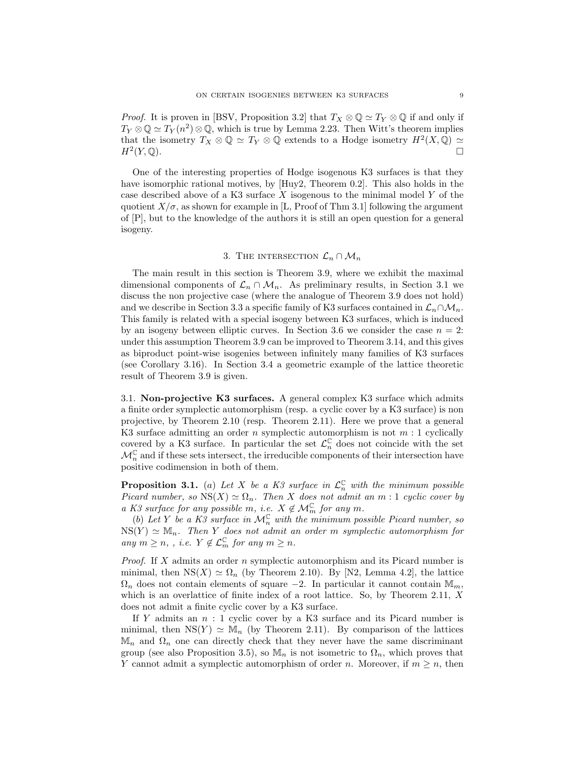*Proof.* It is proven in [BSV, Proposition 3.2] that $T_X \otimes \mathbb{Q} \simeq T_Y \otimes \mathbb{Q}$ if and only if $T_Y \otimes \mathbb{Q} \simeq T_Y(n^2) \otimes \mathbb{Q}$, which is true by Lemma 2.23. Then Witt's theorem implies that the isometry $T_X \otimes \mathbb{Q} \simeq T_Y \otimes \mathbb{Q}$ extends to a Hodge isometry $H^2(X, \mathbb{Q}) \simeq H^2(Y, \mathbb{Q})$. □

One of the interesting properties of Hodge isogenous K3 surfaces is that they have isomorphic rational motives, by [Huy2, Theorem 0.2]. This also holds in the case described above of a K3 surface $X$ isogenous to the minimal model $Y$ of the quotient $X/\sigma$, as shown for example in [L, Proof of Thm 3.1] following the argument of [P], but to the knowledge of the authors it is still an open question for a general isogeny.

## 3. The intersection $\mathcal{L}_n \cap \mathcal{M}_n$

The main result in this section is Theorem 3.9, where we exhibit the maximal dimensional components of $\mathcal{L}_n \cap \mathcal{M}_n$. As preliminary results, in Section 3.1 we discuss the non projective case (where the analogue of Theorem 3.9 does not hold) and we describe in Section 3.3 a specific family of K3 surfaces contained in $\mathcal{L}_n \cap \mathcal{M}_n$. This family is related with a special isogeny between K3 surfaces, which is induced by an isogeny between elliptic curves. In Section 3.6 we consider the case $n = 2$: under this assumption Theorem 3.9 can be improved to Theorem 3.14, and this gives as biproduct point-wise isogenies between infinitely many families of K3 surfaces (see Corollary 3.16). In Section 3.4 a geometric example of the lattice theoretic result of Theorem 3.9 is given.

**3.1. Non-projective K3 surfaces.** A general complex K3 surface which admits a finite order symplectic automorphism (resp. a cyclic cover by a K3 surface) is non projective, by Theorem 2.10 (resp. Theorem 2.11). Here we prove that a general K3 surface admitting an order $n$ symplectic automorphism is not $m : 1$ cyclically covered by a K3 surface. In particular the set $\mathcal{L}_n^{\mathbb{C}}$ does not coincide with the set $\mathcal{M}_n^{\mathbb{C}}$ and if these sets intersect, the irreducible components of their intersection have positive codimension in both of them.

**Proposition 3.1.** *(a) Let $X$ be a K3 surface in $\mathcal{L}_n^{\mathbb{C}}$ with the minimum possible Picard number, so $\mathrm{NS}(X) \simeq \Omega_n$. Then $X$ does not admit an $m : 1$ cyclic cover by a K3 surface for any possible $m$, i.e. $X \notin \mathcal{M}_m^{\mathbb{C}}$ for any $m$.*

*(b) Let $Y$ be a K3 surface in $\mathcal{M}_n^{\mathbb{C}}$ with the minimum possible Picard number, so $\mathrm{NS}(Y) \simeq \mathbb{M}_n$. Then $Y$ does not admit an order $m$ symplectic automorphism for any $m \geq n$, , i.e. $Y \notin \mathcal{L}_m^{\mathbb{C}}$ for any $m \geq n$.*

*Proof.* If $X$ admits an order $n$ symplectic automorphism and its Picard number is minimal, then $\mathrm{NS}(X) \simeq \Omega_n$ (by Theorem 2.10). By [N2, Lemma 4.2], the lattice $\Omega_n$ does not contain elements of square $-2$. In particular it cannot contain $\mathbb{M}_m$, which is an overlattice of finite index of a root lattice. So, by Theorem 2.11, $X$ does not admit a finite cyclic cover by a K3 surface.

If $Y$ admits an $n : 1$ cyclic cover by a K3 surface and its Picard number is minimal, then $\mathrm{NS}(Y) \simeq \mathbb{M}_n$ (by Theorem 2.11). By comparison of the lattices $\mathbb{M}_n$ and $\Omega_n$ one can directly check that they never have the same discriminant group (see also Proposition 3.5), so $\mathbb{M}_n$ is not isometric to $\Omega_n$, which proves that $Y$ cannot admit a symplectic automorphism of order $n$. Moreover, if $m \geq n$, then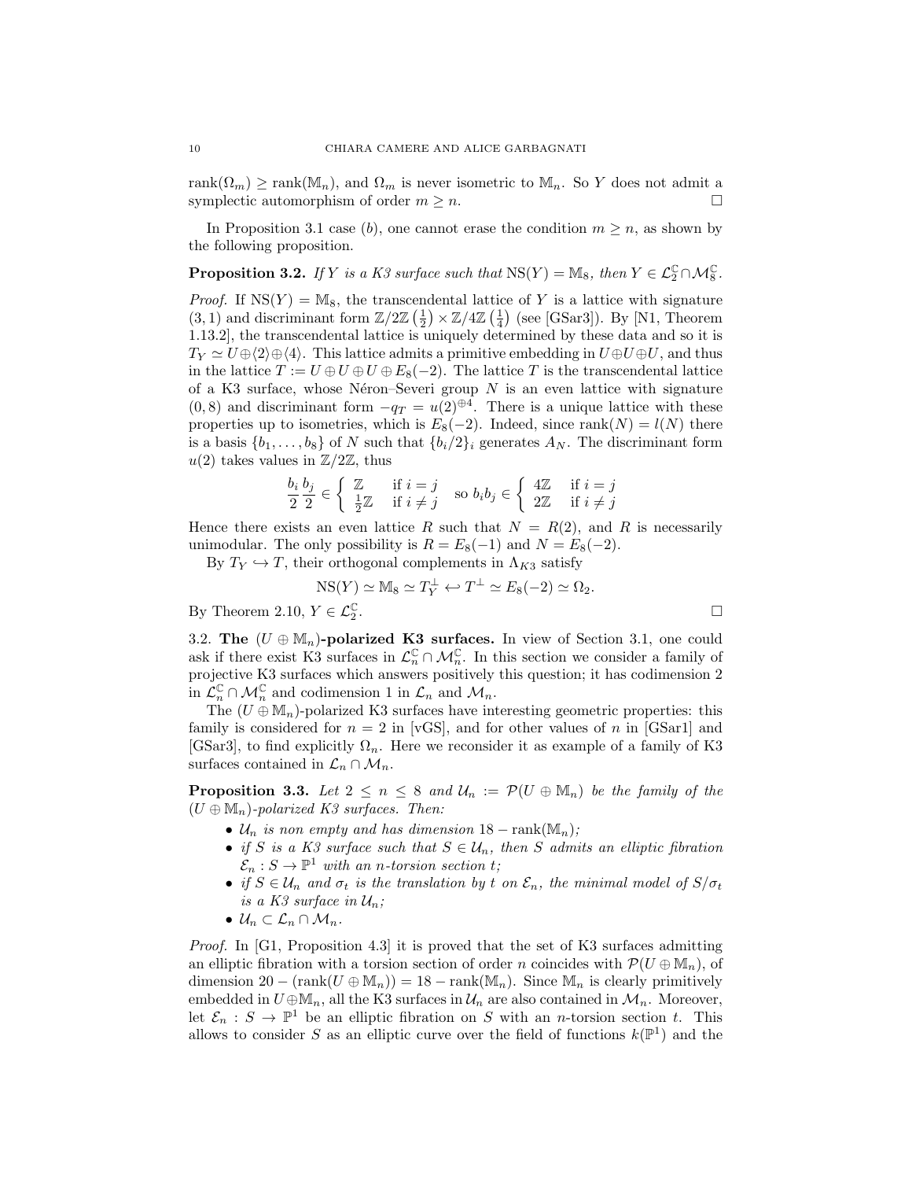$\text{rank}(\Omega_m) \geq \text{rank}(\mathbb{M}_n)$, and $\Omega_m$ is never isometric to $\mathbb{M}_n$. So $Y$ does not admit a symplectic automorphism of order $m \geq n$. $\square$

In Proposition 3.1 case (*b*), one cannot erase the condition $m \geq n$, as shown by the following proposition.

**Proposition 3.2.** *If $Y$ is a K3 surface such that $\text{NS}(Y) = \mathbb{M}_8$, then $Y \in \mathcal{L}_2^{\mathbb{C}} \cap \mathcal{M}_8^{\mathbb{C}}$.*

*Proof.* If $\text{NS}(Y) = \mathbb{M}_8$, the transcendental lattice of $Y$ is a lattice with signature $(3,1)$ and discriminant form $\mathbb{Z}/2\mathbb{Z}\left(\frac{1}{2}\right) \times \mathbb{Z}/4\mathbb{Z}\left(\frac{1}{4}\right)$ (see [GSar3]). By [N1, Theorem 1.13.2], the transcendental lattice is uniquely determined by these data and so it is $T_Y \simeq U \oplus \langle 2\rangle \oplus \langle 4\rangle$. This lattice admits a primitive embedding in $U \oplus U \oplus U$, and thus in the lattice $T := U \oplus U \oplus U \oplus E_8(-2)$. The lattice $T$ is the transcendental lattice of a K3 surface, whose Néron–Severi group $N$ is an even lattice with signature $(0,8)$ and discriminant form $-q_T = u(2)^{\oplus 4}$. There is a unique lattice with these properties up to isometries, which is $E_8(-2)$. Indeed, since $\text{rank}(N) = l(N)$ there is a basis $\{b_1, \ldots, b_8\}$ of $N$ such that $\{b_i/2\}_i$ generates $A_N$. The discriminant form $u(2)$ takes values in $\mathbb{Z}/2\mathbb{Z}$, thus

$$\frac{b_i}{2}\frac{b_j}{2} \in \begin{cases} \mathbb{Z} & \text{if } i = j \\ \frac{1}{2}\mathbb{Z} & \text{if } i \neq j \end{cases} \quad \text{so } b_i b_j \in \begin{cases} 4\mathbb{Z} & \text{if } i = j \\ 2\mathbb{Z} & \text{if } i \neq j \end{cases}$$

Hence there exists an even lattice $R$ such that $N = R(2)$, and $R$ is necessarily unimodular. The only possibility is $R = E_8(-1)$ and $N = E_8(-2)$.

By $T_Y \hookrightarrow T$, their orthogonal complements in $\Lambda_{K3}$ satisfy

$$\text{NS}(Y) \simeq \mathbb{M}_8 \simeq T_Y^{\perp} \hookleftarrow T^{\perp} \simeq E_8(-2) \simeq \Omega_2.$$

By Theorem 2.10, $Y \in \mathcal{L}_2^{\mathbb{C}}$. $\square$

3.2. **The $(U \oplus \mathbb{M}_n)$-polarized K3 surfaces.** In view of Section 3.1, one could ask if there exist K3 surfaces in $\mathcal{L}_n^{\mathbb{C}} \cap \mathcal{M}_n^{\mathbb{C}}$. In this section we consider a family of projective K3 surfaces which answers positively this question; it has codimension 2 in $\mathcal{L}_n^{\mathbb{C}} \cap \mathcal{M}_n^{\mathbb{C}}$ and codimension 1 in $\mathcal{L}_n$ and $\mathcal{M}_n$.

The $(U \oplus \mathbb{M}_n)$-polarized K3 surfaces have interesting geometric properties: this family is considered for $n = 2$ in [vGS], and for other values of $n$ in [GSar1] and [GSar3], to find explicitly $\Omega_n$. Here we reconsider it as example of a family of K3 surfaces contained in $\mathcal{L}_n \cap \mathcal{M}_n$.

**Proposition 3.3.** *Let $2 \leq n \leq 8$ and $\mathcal{U}_n := \mathcal{P}(U \oplus \mathbb{M}_n)$ be the family of the $(U \oplus \mathbb{M}_n)$-polarized K3 surfaces. Then:*

- *$\mathcal{U}_n$ is non empty and has dimension $18 - \text{rank}(\mathbb{M}_n)$;*
- *if $S$ is a K3 surface such that $S \in \mathcal{U}_n$, then $S$ admits an elliptic fibration $\mathcal{E}_n : S \to \mathbb{P}^1$ with an $n$-torsion section $t$;*
- *if $S \in \mathcal{U}_n$ and $\sigma_t$ is the translation by $t$ on $\mathcal{E}_n$, the minimal model of $S/\sigma_t$ is a K3 surface in $\mathcal{U}_n$;*
- *$\mathcal{U}_n \subset \mathcal{L}_n \cap \mathcal{M}_n$.*

*Proof.* In [G1, Proposition 4.3] it is proved that the set of K3 surfaces admitting an elliptic fibration with a torsion section of order $n$ coincides with $\mathcal{P}(U \oplus \mathbb{M}_n)$, of dimension $20 - (\text{rank}(U \oplus \mathbb{M}_n)) = 18 - \text{rank}(\mathbb{M}_n)$. Since $\mathbb{M}_n$ is clearly primitively embedded in $U \oplus \mathbb{M}_n$, all the K3 surfaces in $\mathcal{U}_n$ are also contained in $\mathcal{M}_n$. Moreover, let $\mathcal{E}_n : S \to \mathbb{P}^1$ be an elliptic fibration on $S$ with an $n$-torsion section $t$. This allows to consider $S$ as an elliptic curve over the field of functions $k(\mathbb{P}^1)$ and the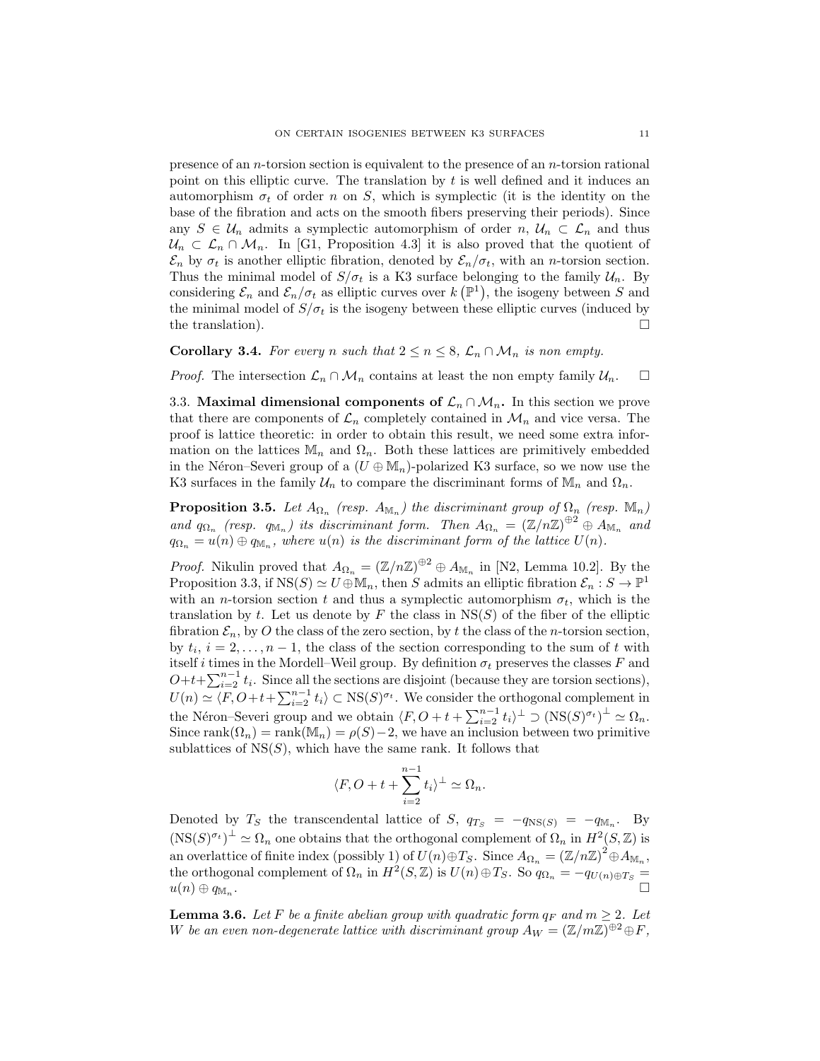presence of an $n$-torsion section is equivalent to the presence of an $n$-torsion rational point on this elliptic curve. The translation by $t$ is well defined and it induces an automorphism $\sigma_t$ of order $n$ on $S$, which is symplectic (it is the identity on the base of the fibration and acts on the smooth fibers preserving their periods). Since any $S \in \mathcal{U}_n$ admits a symplectic automorphism of order $n$, $\mathcal{U}_n \subset \mathcal{L}_n$ and thus $\mathcal{U}_n \subset \mathcal{L}_n \cap \mathcal{M}_n$. In [G1, Proposition 4.3] it is also proved that the quotient of $\mathcal{E}_n$ by $\sigma_t$ is another elliptic fibration, denoted by $\mathcal{E}_n/\sigma_t$, with an $n$-torsion section. Thus the minimal model of $S/\sigma_t$ is a K3 surface belonging to the family $\mathcal{U}_n$. By considering $\mathcal{E}_n$ and $\mathcal{E}_n/\sigma_t$ as elliptic curves over $k\left(\mathbb{P}^1\right)$, the isogeny between $S$ and the minimal model of $S/\sigma_t$ is the isogeny between these elliptic curves (induced by the translation). $\square$

**Corollary 3.4.** *For every $n$ such that $2 \leq n \leq 8$, $\mathcal{L}_n \cap \mathcal{M}_n$ is non empty.*

*Proof.* The intersection $\mathcal{L}_n \cap \mathcal{M}_n$ contains at least the non empty family $\mathcal{U}_n$. $\square$

3.3. **Maximal dimensional components of $\mathcal{L}_n \cap \mathcal{M}_n$.** In this section we prove that there are components of $\mathcal{L}_n$ completely contained in $\mathcal{M}_n$ and vice versa. The proof is lattice theoretic: in order to obtain this result, we need some extra information on the lattices $\mathbb{M}_n$ and $\Omega_n$. Both these lattices are primitively embedded in the Néron–Severi group of a $(U \oplus \mathbb{M}_n)$-polarized K3 surface, so we now use the K3 surfaces in the family $\mathcal{U}_n$ to compare the discriminant forms of $\mathbb{M}_n$ and $\Omega_n$.

**Proposition 3.5.** *Let $A_{\Omega_n}$ (resp. $A_{\mathbb{M}_n}$) the discriminant group of $\Omega_n$ (resp. $\mathbb{M}_n$) and $q_{\Omega_n}$ (resp. $q_{\mathbb{M}_n}$) its discriminant form. Then $A_{\Omega_n} = (\mathbb{Z}/n\mathbb{Z})^{\oplus 2} \oplus A_{\mathbb{M}_n}$ and $q_{\Omega_n} = u(n) \oplus q_{\mathbb{M}_n}$, where $u(n)$ is the discriminant form of the lattice $U(n)$.*

*Proof.* Nikulin proved that $A_{\Omega_n} = (\mathbb{Z}/n\mathbb{Z})^{\oplus 2} \oplus A_{\mathbb{M}_n}$ in [N2, Lemma 10.2]. By the Proposition 3.3, if $\mathrm{NS}(S) \simeq U \oplus \mathbb{M}_n$, then $S$ admits an elliptic fibration $\mathcal{E}_n : S \to \mathbb{P}^1$ with an $n$-torsion section $t$ and thus a symplectic automorphism $\sigma_t$, which is the translation by $t$. Let us denote by $F$ the class in $\mathrm{NS}(S)$ of the fiber of the elliptic fibration $\mathcal{E}_n$, by $O$ the class of the zero section, by $t$ the class of the $n$-torsion section, by $t_i$, $i = 2, \ldots, n-1$, the class of the section corresponding to the sum of $t$ with itself $i$ times in the Mordell–Weil group. By definition $\sigma_t$ preserves the classes $F$ and $O + t + \sum_{i=2}^{n-1} t_i$. Since all the sections are disjoint (because they are torsion sections), $U(n) \simeq \langle F, O + t + \sum_{i=2}^{n-1} t_i \rangle \subset \mathrm{NS}(S)^{\sigma_t}$. We consider the orthogonal complement in the Néron–Severi group and we obtain $\langle F, O + t + \sum_{i=2}^{n-1} t_i \rangle^{\perp} \supset (\mathrm{NS}(S)^{\sigma_t})^{\perp} \simeq \Omega_n$. Since $\mathrm{rank}(\Omega_n) = \mathrm{rank}(\mathbb{M}_n) = \rho(S) - 2$, we have an inclusion between two primitive sublattices of $\mathrm{NS}(S)$, which have the same rank. It follows that

$$\langle F, O + t + \sum_{i=2}^{n-1} t_i \rangle^{\perp} \simeq \Omega_n.$$

Denoted by $T_S$ the transcendental lattice of $S$, $q_{T_S} = -q_{\mathrm{NS}(S)} = -q_{\mathbb{M}_n}$. By $(\mathrm{NS}(S)^{\sigma_t})^{\perp} \simeq \Omega_n$ one obtains that the orthogonal complement of $\Omega_n$ in $H^2(S, \mathbb{Z})$ is an overlattice of finite index (possibly 1) of $U(n) \oplus T_S$. Since $A_{\Omega_n} = (\mathbb{Z}/n\mathbb{Z})^2 \oplus A_{\mathbb{M}_n}$, the orthogonal complement of $\Omega_n$ in $H^2(S, \mathbb{Z})$ is $U(n) \oplus T_S$. So $q_{\Omega_n} = -q_{U(n) \oplus T_S} = u(n) \oplus q_{\mathbb{M}_n}$. $\square$

**Lemma 3.6.** *Let $F$ be a finite abelian group with quadratic form $q_F$ and $m \geq 2$. Let $W$ be an even non-degenerate lattice with discriminant group $A_W = (\mathbb{Z}/m\mathbb{Z})^{\oplus 2} \oplus F$,*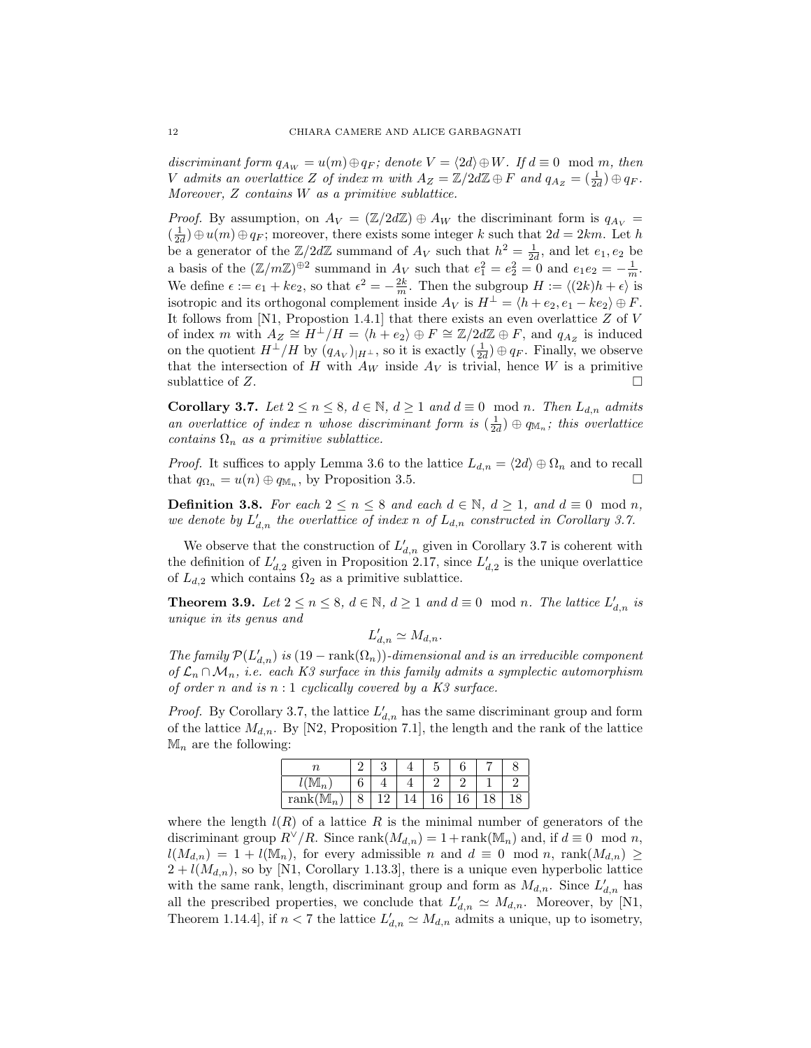*discriminant form $q_{A_W} = u(m) \oplus q_F$; denote $V = \langle 2d \rangle \oplus W$. If $d \equiv 0 \mod m$, then $V$ admits an overlattice $Z$ of index $m$ with $A_Z = \mathbb{Z}/2d\mathbb{Z} \oplus F$ and $q_{A_Z} = (\frac{1}{2d}) \oplus q_F$. Moreover, $Z$ contains $W$ as a primitive sublattice.*

*Proof.* By assumption, on $A_V = (\mathbb{Z}/2d\mathbb{Z}) \oplus A_W$ the discriminant form is $q_{A_V} = (\frac{1}{2d}) \oplus u(m) \oplus q_F$; moreover, there exists some integer $k$ such that $2d = 2km$. Let $h$ be a generator of the $\mathbb{Z}/2d\mathbb{Z}$ summand of $A_V$ such that $h^2 = \frac{1}{2d}$, and let $e_1, e_2$ be a basis of the $(\mathbb{Z}/m\mathbb{Z})^{\oplus 2}$ summand in $A_V$ such that $e_1^2 = e_2^2 = 0$ and $e_1 e_2 = -\frac{1}{m}$. We define $\epsilon := e_1 + ke_2$, so that $\epsilon^2 = -\frac{2k}{m}$. Then the subgroup $H := \langle (2k)h + \epsilon \rangle$ is isotropic and its orthogonal complement inside $A_V$ is $H^\perp = \langle h + e_2, e_1 - ke_2 \rangle \oplus F$. It follows from [N1, Propostion 1.4.1] that there exists an even overlattice $Z$ of $V$ of index $m$ with $A_Z \cong H^\perp / H = \langle h + e_2 \rangle \oplus F \cong \mathbb{Z}/2d\mathbb{Z} \oplus F$, and $q_{A_Z}$ is induced on the quotient $H^\perp/H$ by $(q_{A_V})_{|H^\perp}$, so it is exactly $(\frac{1}{2d}) \oplus q_F$. Finally, we observe that the intersection of $H$ with $A_W$ inside $A_V$ is trivial, hence $W$ is a primitive sublattice of $Z$. □

**Corollary 3.7.** *Let $2 \le n \le 8$, $d \in \mathbb{N}$, $d \ge 1$ and $d \equiv 0 \mod n$. Then $L_{d,n}$ admits an overlattice of index $n$ whose discriminant form is $(\frac{1}{2d}) \oplus q_{\mathbb{M}_n}$; this overlattice contains $\Omega_n$ as a primitive sublattice.*

*Proof.* It suffices to apply Lemma 3.6 to the lattice $L_{d,n} = \langle 2d \rangle \oplus \Omega_n$ and to recall that $q_{\Omega_n} = u(n) \oplus q_{\mathbb{M}_n}$, by Proposition 3.5. □

**Definition 3.8.** *For each $2 \le n \le 8$ and each $d \in \mathbb{N}$, $d \ge 1$, and $d \equiv 0 \mod n$, we denote by $L'_{d,n}$ the overlattice of index $n$ of $L_{d,n}$ constructed in Corollary 3.7.*

We observe that the construction of $L'_{d,n}$ given in Corollary 3.7 is coherent with the definition of $L'_{d,2}$ given in Proposition 2.17, since $L'_{d,2}$ is the unique overlattice of $L_{d,2}$ which contains $\Omega_2$ as a primitive sublattice.

**Theorem 3.9.** *Let $2 \le n \le 8$, $d \in \mathbb{N}$, $d \ge 1$ and $d \equiv 0 \mod n$. The lattice $L'_{d,n}$ is unique in its genus and*

$$L'_{d,n} \simeq M_{d,n}.$$

*The family $\mathcal{P}(L'_{d,n})$ is $(19 - \mathrm{rank}(\Omega_n))$-dimensional and is an irreducible component of $\mathcal{L}_n \cap \mathcal{M}_n$, i.e. each K3 surface in this family admits a symplectic automorphism of order $n$ and is $n:1$ cyclically covered by a K3 surface.*

*Proof.* By Corollary 3.7, the lattice $L'_{d,n}$ has the same discriminant group and form of the lattice $M_{d,n}$. By [N2, Proposition 7.1], the length and the rank of the lattice $\mathbb{M}_n$ are the following:

| $n$ | 2 | 3 | 4 | 5 | 6 | 7 | 8 |
|---|---|---|---|---|---|---|---|
| $l(\mathbb{M}_n)$ | 6 | 4 | 4 | 2 | 2 | 1 | 2 |
| $\mathrm{rank}(\mathbb{M}_n)$ | 8 | 12 | 14 | 16 | 16 | 18 | 18 |

where the length $l(R)$ of a lattice $R$ is the minimal number of generators of the discriminant group $R^\vee/R$. Since $\mathrm{rank}(M_{d,n}) = 1 + \mathrm{rank}(\mathbb{M}_n)$ and, if $d \equiv 0 \mod n$, $l(M_{d,n}) = 1 + l(\mathbb{M}_n)$, for every admissible $n$ and $d \equiv 0 \mod n$, $\mathrm{rank}(M_{d,n}) \ge 2 + l(M_{d,n})$, so by [N1, Corollary 1.13.3], there is a unique even hyperbolic lattice with the same rank, length, discriminant group and form as $M_{d,n}$. Since $L'_{d,n}$ has all the prescribed properties, we conclude that $L'_{d,n} \simeq M_{d,n}$. Moreover, by [N1, Theorem 1.14.4], if $n < 7$ the lattice $L'_{d,n} \simeq M_{d,n}$ admits a unique, up to isometry,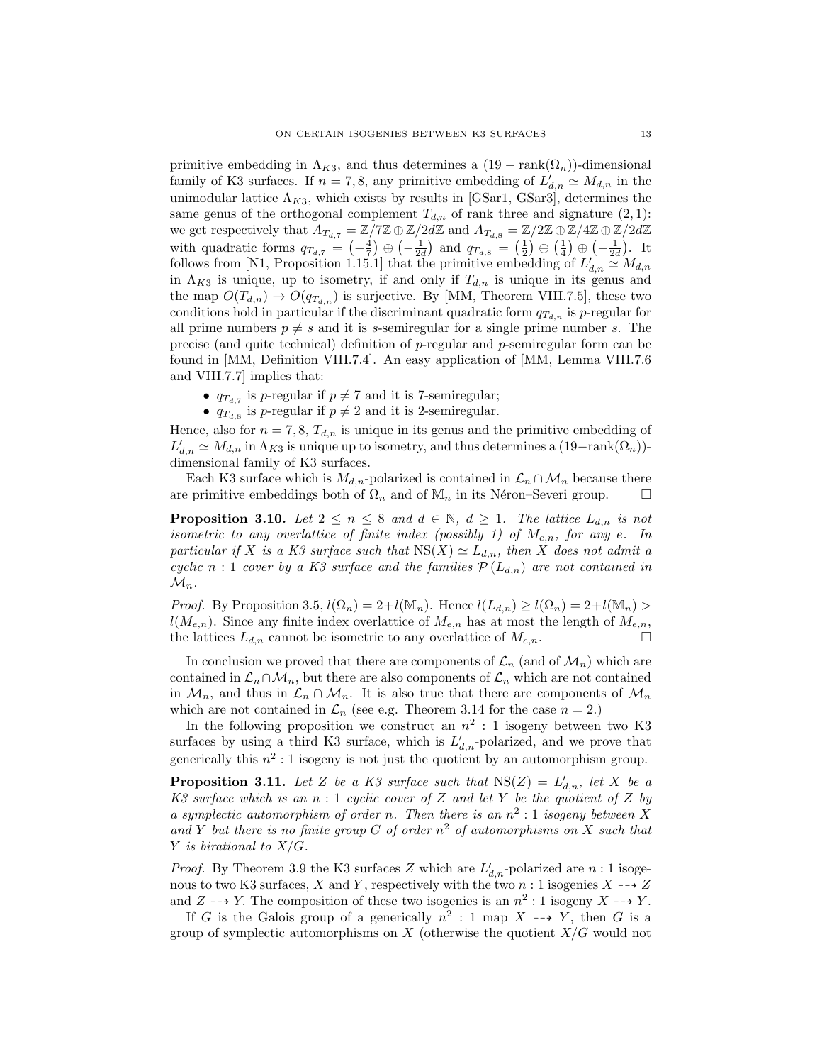primitive embedding in $\Lambda_{K3}$, and thus determines a $(19-\mathrm{rank}(\Omega_n))$-dimensional family of K3 surfaces. If $n=7,8$, any primitive embedding of $L'_{d,n}\simeq M_{d,n}$ in the unimodular lattice $\Lambda_{K3}$, which exists by results in [GSar1, GSar3], determines the same genus of the orthogonal complement $T_{d,n}$ of rank three and signature $(2,1)$: we get respectively that $A_{T_{d,7}}=\mathbb{Z}/7\mathbb{Z}\oplus\mathbb{Z}/2d\mathbb{Z}$ and $A_{T_{d,8}}=\mathbb{Z}/2\mathbb{Z}\oplus\mathbb{Z}/4\mathbb{Z}\oplus\mathbb{Z}/2d\mathbb{Z}$ with quadratic forms $q_{T_{d,7}}=\left(-\frac{4}{7}\right)\oplus\left(-\frac{1}{2d}\right)$ and $q_{T_{d,8}}=\left(\frac{1}{2}\right)\oplus\left(\frac{1}{4}\right)\oplus\left(-\frac{1}{2d}\right)$. It follows from [N1, Proposition 1.15.1] that the primitive embedding of $L'_{d,n}\simeq M_{d,n}$ in $\Lambda_{K3}$ is unique, up to isometry, if and only if $T_{d,n}$ is unique in its genus and the map $O(T_{d,n})\to O(q_{T_{d,n}})$ is surjective. By [MM, Theorem VIII.7.5], these two conditions hold in particular if the discriminant quadratic form $q_{T_{d,n}}$ is $p$-regular for all prime numbers $p\neq s$ and it is $s$-semiregular for a single prime number $s$. The precise (and quite technical) definition of $p$-regular and $p$-semiregular form can be found in [MM, Definition VIII.7.4]. An easy application of [MM, Lemma VIII.7.6 and VIII.7.7] implies that:

- $q_{T_{d,7}}$ is $p$-regular if $p\neq 7$ and it is 7-semiregular;
- $q_{T_{d,8}}$ is $p$-regular if $p\neq 2$ and it is 2-semiregular.

Hence, also for $n=7,8$, $T_{d,n}$ is unique in its genus and the primitive embedding of $L'_{d,n}\simeq M_{d,n}$ in $\Lambda_{K3}$ is unique up to isometry, and thus determines a $(19-\mathrm{rank}(\Omega_n))$-dimensional family of K3 surfaces.

Each K3 surface which is $M_{d,n}$-polarized is contained in $\mathcal{L}_n\cap\mathcal{M}_n$ because there are primitive embeddings both of $\Omega_n$ and of $\mathbb{M}_n$ in its Néron–Severi group. □

**Proposition 3.10.** *Let $2\leq n\leq 8$ and $d\in\mathbb{N}$, $d\geq 1$. The lattice $L_{d,n}$ is not isometric to any overlattice of finite index (possibly 1) of $M_{e,n}$, for any $e$. In particular if $X$ is a K3 surface such that $\mathrm{NS}(X)\simeq L_{d,n}$, then $X$ does not admit a cyclic $n:1$ cover by a K3 surface and the families $\mathcal{P}(L_{d,n})$ are not contained in $\mathcal{M}_n$.*

*Proof.* By Proposition 3.5, $l(\Omega_n)=2+l(\mathbb{M}_n)$. Hence $l(L_{d,n})\geq l(\Omega_n)=2+l(\mathbb{M}_n)>l(M_{e,n})$. Since any finite index overlattice of $M_{e,n}$ has at most the length of $M_{e,n}$, the lattices $L_{d,n}$ cannot be isometric to any overlattice of $M_{e,n}$. □

In conclusion we proved that there are components of $\mathcal{L}_n$ (and of $\mathcal{M}_n$) which are contained in $\mathcal{L}_n\cap\mathcal{M}_n$, but there are also components of $\mathcal{L}_n$ which are not contained in $\mathcal{M}_n$, and thus in $\mathcal{L}_n\cap\mathcal{M}_n$. It is also true that there are components of $\mathcal{M}_n$ which are not contained in $\mathcal{L}_n$ (see e.g. Theorem 3.14 for the case $n=2$.)

In the following proposition we construct an $n^2:1$ isogeny between two K3 surfaces by using a third K3 surface, which is $L'_{d,n}$-polarized, and we prove that generically this $n^2:1$ isogeny is not just the quotient by an automorphism group.

**Proposition 3.11.** *Let $Z$ be a K3 surface such that $\mathrm{NS}(Z)=L'_{d,n}$, let $X$ be a K3 surface which is an $n:1$ cyclic cover of $Z$ and let $Y$ be the quotient of $Z$ by a symplectic automorphism of order $n$. Then there is an $n^2:1$ isogeny between $X$ and $Y$ but there is no finite group $G$ of order $n^2$ of automorphisms on $X$ such that $Y$ is birational to $X/G$.*

*Proof.* By Theorem 3.9 the K3 surfaces $Z$ which are $L'_{d,n}$-polarized are $n:1$ isogenous to two K3 surfaces, $X$ and $Y$, respectively with the two $n:1$ isogenies $X\dashrightarrow Z$ and $Z\dashrightarrow Y$. The composition of these two isogenies is an $n^2:1$ isogeny $X\dashrightarrow Y$.

If $G$ is the Galois group of a generically $n^2:1$ map $X\dashrightarrow Y$, then $G$ is a group of symplectic automorphisms on $X$ (otherwise the quotient $X/G$ would not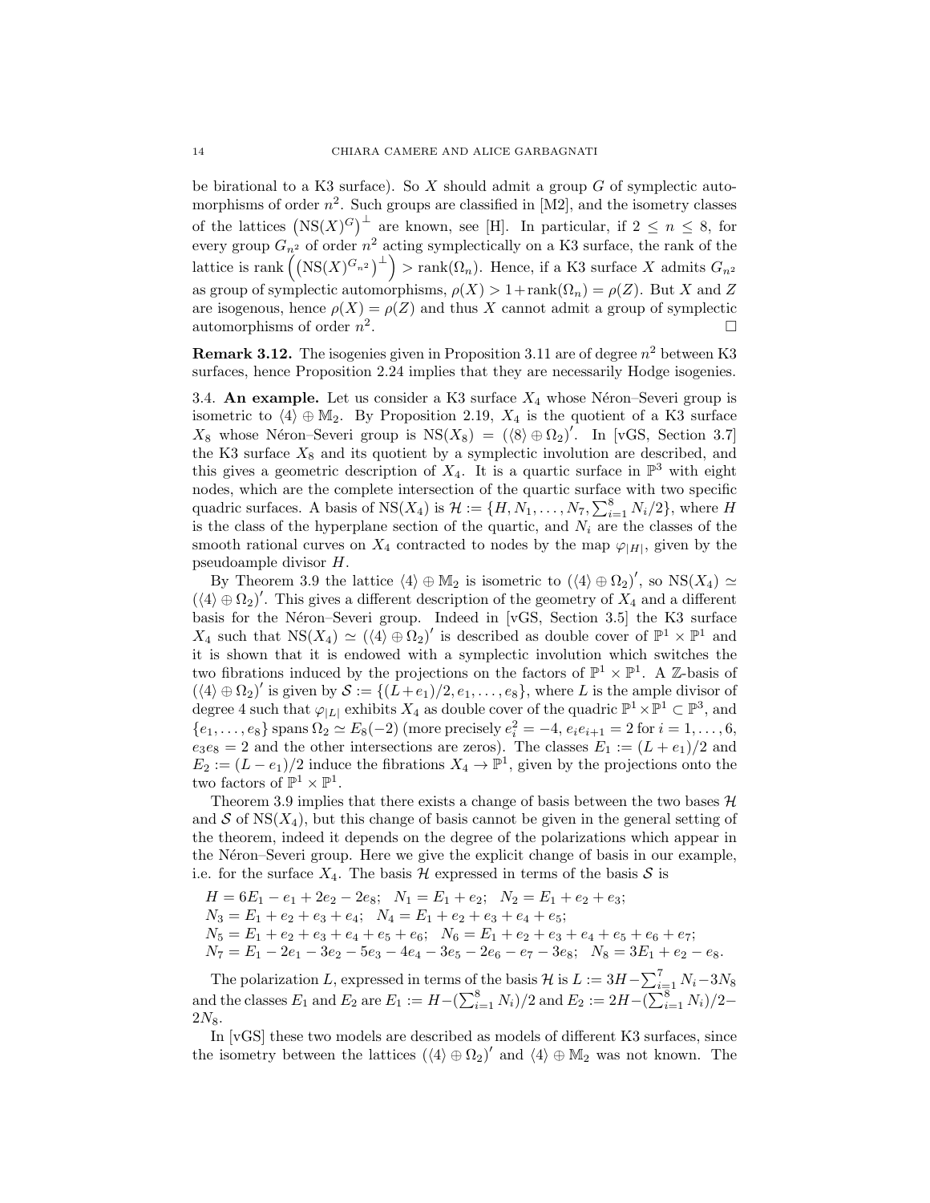be birational to a K3 surface). So $X$ should admit a group $G$ of symplectic automorphisms of order $n^2$. Such groups are classified in [M2], and the isometry classes of the lattices $\left(\mathrm{NS}(X)^G\right)^\perp$ are known, see [H]. In particular, if $2 \leq n \leq 8$, for every group $G_{n^2}$ of order $n^2$ acting symplectically on a K3 surface, the rank of the lattice is $\mathrm{rank}\left(\left(\mathrm{NS}(X)^{G_{n^2}}\right)^\perp\right) > \mathrm{rank}(\Omega_n)$. Hence, if a K3 surface $X$ admits $G_{n^2}$ as group of symplectic automorphisms, $\rho(X) > 1+\mathrm{rank}(\Omega_n) = \rho(Z)$. But $X$ and $Z$ are isogenous, hence $\rho(X) = \rho(Z)$ and thus $X$ cannot admit a group of symplectic automorphisms of order $n^2$. □

**Remark 3.12.** The isogenies given in Proposition 3.11 are of degree $n^2$ between K3 surfaces, hence Proposition 2.24 implies that they are necessarily Hodge isogenies.

3.4. **An example.** Let us consider a K3 surface $X_4$ whose Néron–Severi group is isometric to $\langle 4\rangle \oplus \mathbb{M}_2$. By Proposition 2.19, $X_4$ is the quotient of a K3 surface $X_8$ whose Néron–Severi group is $\mathrm{NS}(X_8) = (\langle 8\rangle \oplus \Omega_2)'$. In [vGS, Section 3.7] the K3 surface $X_8$ and its quotient by a symplectic involution are described, and this gives a geometric description of $X_4$. It is a quartic surface in $\mathbb{P}^3$ with eight nodes, which are the complete intersection of the quartic surface with two specific quadric surfaces. A basis of $\mathrm{NS}(X_4)$ is $\mathcal{H} := \{H, N_1, \ldots, N_7, \sum_{i=1}^8 N_i/2\}$, where $H$ is the class of the hyperplane section of the quartic, and $N_i$ are the classes of the smooth rational curves on $X_4$ contracted to nodes by the map $\varphi_{|H|}$, given by the pseudoample divisor $H$.

By Theorem 3.9 the lattice $\langle 4\rangle \oplus \mathbb{M}_2$ is isometric to $(\langle 4\rangle \oplus \Omega_2)'$, so $\mathrm{NS}(X_4) \simeq (\langle 4\rangle \oplus \Omega_2)'$. This gives a different description of the geometry of $X_4$ and a different basis for the Néron–Severi group. Indeed in [vGS, Section 3.5] the K3 surface $X_4$ such that $\mathrm{NS}(X_4) \simeq (\langle 4\rangle \oplus \Omega_2)'$ is described as double cover of $\mathbb{P}^1 \times \mathbb{P}^1$ and it is shown that it is endowed with a symplectic involution which switches the two fibrations induced by the projections on the factors of $\mathbb{P}^1 \times \mathbb{P}^1$. A $\mathbb{Z}$-basis of $(\langle 4\rangle \oplus \Omega_2)'$ is given by $\mathcal{S} := \{(L+e_1)/2, e_1, \ldots, e_8\}$, where $L$ is the ample divisor of degree 4 such that $\varphi_{|L|}$ exhibits $X_4$ as double cover of the quadric $\mathbb{P}^1 \times \mathbb{P}^1 \subset \mathbb{P}^3$, and $\{e_1, \ldots, e_8\}$ spans $\Omega_2 \simeq E_8(-2)$ (more precisely $e_i^2 = -4$, $e_ie_{i+1} = 2$ for $i = 1, \ldots, 6$, $e_3e_8 = 2$ and the other intersections are zeros). The classes $E_1 := (L+e_1)/2$ and $E_2 := (L-e_1)/2$ induce the fibrations $X_4 \to \mathbb{P}^1$, given by the projections onto the two factors of $\mathbb{P}^1 \times \mathbb{P}^1$.

Theorem 3.9 implies that there exists a change of basis between the two bases $\mathcal{H}$ and $\mathcal{S}$ of $\mathrm{NS}(X_4)$, but this change of basis cannot be given in the general setting of the theorem, indeed it depends on the degree of the polarizations which appear in the Néron–Severi group. Here we give the explicit change of basis in our example, i.e. for the surface $X_4$. The basis $\mathcal{H}$ expressed in terms of the basis $\mathcal{S}$ is

$H = 6E_1 - e_1 + 2e_2 - 2e_8$; $N_1 = E_1 + e_2$; $N_2 = E_1 + e_2 + e_3$;
$N_3 = E_1 + e_2 + e_3 + e_4$; $N_4 = E_1 + e_2 + e_3 + e_4 + e_5$;
$N_5 = E_1 + e_2 + e_3 + e_4 + e_5 + e_6$; $N_6 = E_1 + e_2 + e_3 + e_4 + e_5 + e_6 + e_7$;
$N_7 = E_1 - 2e_1 - 3e_2 - 5e_3 - 4e_4 - 3e_5 - 2e_6 - e_7 - 3e_8$; $N_8 = 3E_1 + e_2 - e_8$.

The polarization $L$, expressed in terms of the basis $\mathcal{H}$ is $L := 3H - \sum_{i=1}^7 N_i - 3N_8$ and the classes $E_1$ and $E_2$ are $E_1 := H - (\sum_{i=1}^8 N_i)/2$ and $E_2 := 2H - (\sum_{i=1}^8 N_i)/2 - 2N_8$.

In [vGS] these two models are described as models of different K3 surfaces, since the isometry between the lattices $(\langle 4\rangle \oplus \Omega_2)'$ and $\langle 4\rangle \oplus \mathbb{M}_2$ was not known. The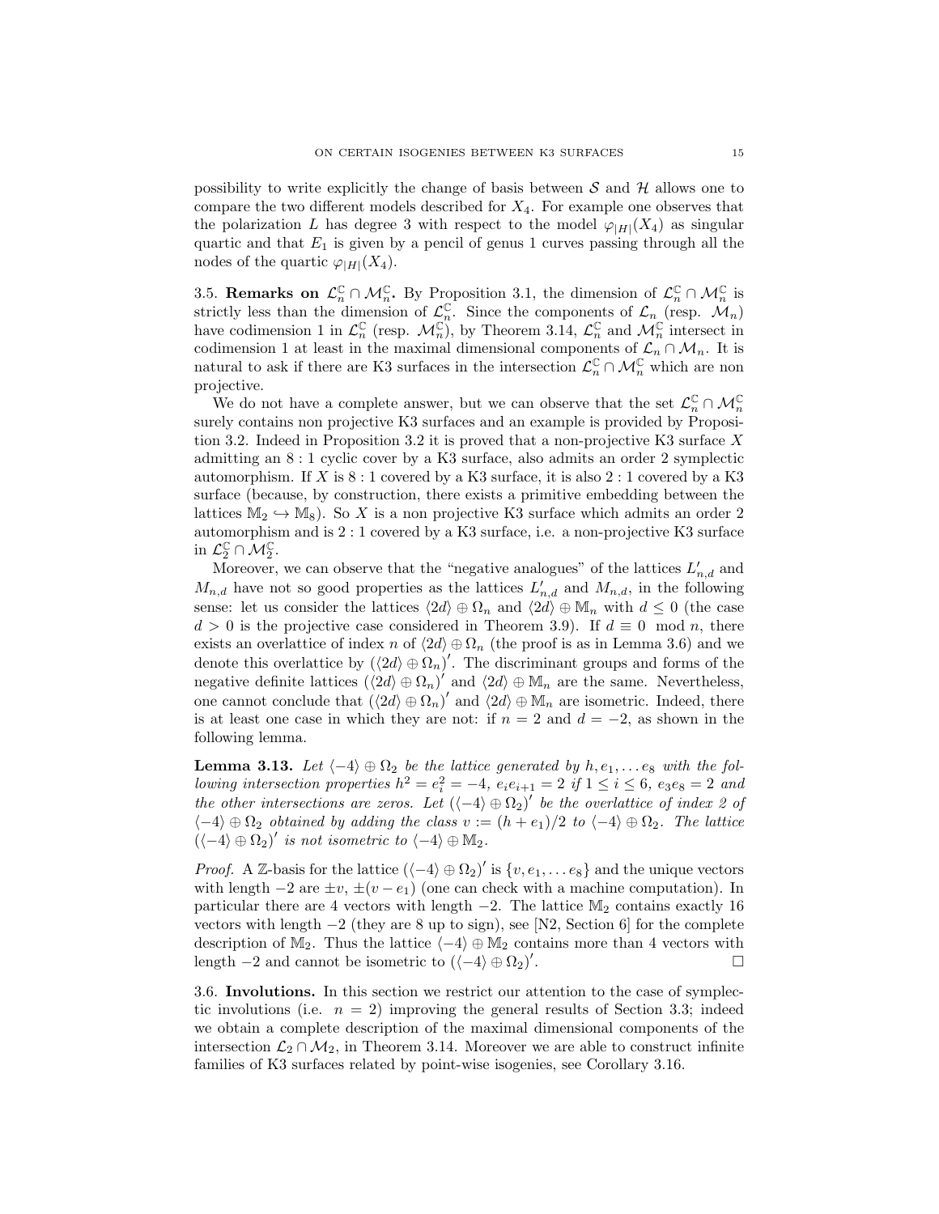possibility to write explicitly the change of basis between $\mathcal{S}$ and $\mathcal{H}$ allows one to compare the two different models described for $X_4$. For example one observes that the polarization $L$ has degree 3 with respect to the model $\varphi_{|H|}(X_4)$ as singular quartic and that $E_1$ is given by a pencil of genus 1 curves passing through all the nodes of the quartic $\varphi_{|H|}(X_4)$.

3.5. **Remarks on $\mathcal{L}_n^{\mathbb{C}} \cap \mathcal{M}_n^{\mathbb{C}}$.** By Proposition 3.1, the dimension of $\mathcal{L}_n^{\mathbb{C}} \cap \mathcal{M}_n^{\mathbb{C}}$ is strictly less than the dimension of $\mathcal{L}_n^{\mathbb{C}}$. Since the components of $\mathcal{L}_n$ (resp. $\mathcal{M}_n$) have codimension 1 in $\mathcal{L}_n^{\mathbb{C}}$ (resp. $\mathcal{M}_n^{\mathbb{C}}$), by Theorem 3.14, $\mathcal{L}_n^{\mathbb{C}}$ and $\mathcal{M}_n^{\mathbb{C}}$ intersect in codimension 1 at least in the maximal dimensional components of $\mathcal{L}_n \cap \mathcal{M}_n$. It is natural to ask if there are K3 surfaces in the intersection $\mathcal{L}_n^{\mathbb{C}} \cap \mathcal{M}_n^{\mathbb{C}}$ which are non projective.

We do not have a complete answer, but we can observe that the set $\mathcal{L}_n^{\mathbb{C}} \cap \mathcal{M}_n^{\mathbb{C}}$ surely contains non projective K3 surfaces and an example is provided by Proposition 3.2. Indeed in Proposition 3.2 it is proved that a non-projective K3 surface $X$ admitting an $8:1$ cyclic cover by a K3 surface, also admits an order 2 symplectic automorphism. If $X$ is $8:1$ covered by a K3 surface, it is also $2:1$ covered by a K3 surface (because, by construction, there exists a primitive embedding between the lattices $\mathbb{M}_2 \hookrightarrow \mathbb{M}_8$). So $X$ is a non projective K3 surface which admits an order 2 automorphism and is $2:1$ covered by a K3 surface, i.e. a non-projective K3 surface in $\mathcal{L}_2^{\mathbb{C}} \cap \mathcal{M}_2^{\mathbb{C}}$.

Moreover, we can observe that the "negative analogues" of the lattices $L'_{n,d}$ and $M_{n,d}$ have not so good properties as the lattices $L'_{n,d}$ and $M_{n,d}$, in the following sense: let us consider the lattices $\langle 2d\rangle \oplus \Omega_n$ and $\langle 2d\rangle \oplus \mathbb{M}_n$ with $d \leq 0$ (the case $d > 0$ is the projective case considered in Theorem 3.9). If $d \equiv 0 \mod n$, there exists an overlattice of index $n$ of $\langle 2d\rangle \oplus \Omega_n$ (the proof is as in Lemma 3.6) and we denote this overlattice by $(\langle 2d\rangle \oplus \Omega_n)'$. The discriminant groups and forms of the negative definite lattices $(\langle 2d\rangle \oplus \Omega_n)'$ and $\langle 2d\rangle \oplus \mathbb{M}_n$ are the same. Nevertheless, one cannot conclude that $(\langle 2d\rangle \oplus \Omega_n)'$ and $\langle 2d\rangle \oplus \mathbb{M}_n$ are isometric. Indeed, there is at least one case in which they are not: if $n = 2$ and $d = -2$, as shown in the following lemma.

**Lemma 3.13.** *Let $\langle -4\rangle \oplus \Omega_2$ be the lattice generated by $h, e_1, \ldots e_8$ with the following intersection properties $h^2 = e_i^2 = -4$, $e_ie_{i+1} = 2$ if $1 \leq i \leq 6$, $e_3e_8 = 2$ and the other intersections are zeros. Let $(\langle -4\rangle \oplus \Omega_2)'$ be the overlattice of index 2 of $\langle -4\rangle \oplus \Omega_2$ obtained by adding the class $v := (h + e_1)/2$ to $\langle -4\rangle \oplus \Omega_2$. The lattice $(\langle -4\rangle \oplus \Omega_2)'$ is not isometric to $\langle -4\rangle \oplus \mathbb{M}_2$.*

*Proof.* A $\mathbb{Z}$-basis for the lattice $(\langle -4\rangle \oplus \Omega_2)'$ is $\{v, e_1, \ldots e_8\}$ and the unique vectors with length $-2$ are $\pm v$, $\pm(v - e_1)$ (one can check with a machine computation). In particular there are 4 vectors with length $-2$. The lattice $\mathbb{M}_2$ contains exactly 16 vectors with length $-2$ (they are 8 up to sign), see [N2, Section 6] for the complete description of $\mathbb{M}_2$. Thus the lattice $\langle -4\rangle \oplus \mathbb{M}_2$ contains more than 4 vectors with length $-2$ and cannot be isometric to $(\langle -4\rangle \oplus \Omega_2)'$. □

3.6. **Involutions.** In this section we restrict our attention to the case of symplectic involutions (i.e. $n = 2$) improving the general results of Section 3.3; indeed we obtain a complete description of the maximal dimensional components of the intersection $\mathcal{L}_2 \cap \mathcal{M}_2$, in Theorem 3.14. Moreover we are able to construct infinite families of K3 surfaces related by point-wise isogenies, see Corollary 3.16.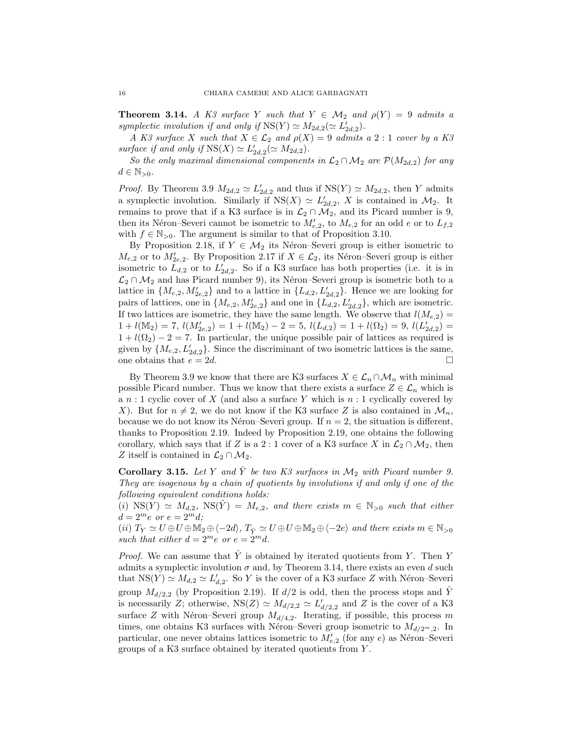**Theorem 3.14.** *A K3 surface $Y$ such that $Y \in \mathcal{M}_2$ and $\rho(Y) = 9$ admits a symplectic involution if and only if $\mathrm{NS}(Y) \simeq M_{2d,2} (\simeq L'_{2d,2})$.*

*A K3 surface $X$ such that $X \in \mathcal{L}_2$ and $\rho(X) = 9$ admits a $2:1$ cover by a K3 surface if and only if $\mathrm{NS}(X) \simeq L'_{2d,2} (\simeq M_{2d,2})$.*

*So the only maximal dimensional components in $\mathcal{L}_2 \cap \mathcal{M}_2$ are $\mathcal{P}(M_{2d,2})$ for any $d \in \mathbb{N}_{>0}$.*

*Proof.* By Theorem 3.9 $M_{2d,2} \simeq L'_{2d,2}$ and thus if $\mathrm{NS}(Y) \simeq M_{2d,2}$, then $Y$ admits a symplectic involution. Similarly if $\mathrm{NS}(X) \simeq L'_{2d,2}$, $X$ is contained in $\mathcal{M}_2$. It remains to prove that if a K3 surface is in $\mathcal{L}_2 \cap \mathcal{M}_2$, and its Picard number is 9, then its Néron–Severi cannot be isometric to $M'_{e,2}$, to $M_{e,2}$ for an odd $e$ or to $L_{f,2}$ with $f \in \mathbb{N}_{>0}$. The argument is similar to that of Proposition 3.10.

By Proposition 2.18, if $Y \in \mathcal{M}_2$ its Néron–Severi group is either isometric to $M_{e,2}$ or to $M'_{2e,2}$. By Proposition 2.17 if $X \in \mathcal{L}_2$, its Néron–Severi group is either isometric to $L_{d,2}$ or to $L'_{2d,2}$. So if a K3 surface has both properties (i.e. it is in $\mathcal{L}_2 \cap \mathcal{M}_2$ and has Picard number 9), its Néron–Severi group is isometric both to a lattice in $\{M_{e,2}, M'_{2e,2}\}$ and to a lattice in $\{L_{d,2}, L'_{2d,2}\}$. Hence we are looking for pairs of lattices, one in $\{M_{e,2}, M'_{2e,2}\}$ and one in $\{L_{d,2}, L'_{2d,2}\}$, which are isometric. If two lattices are isometric, they have the same length. We observe that $l(M_{e,2}) = 1 + l(\mathbb{M}_2) = 7$, $l(M'_{2e,2}) = 1 + l(\mathbb{M}_2) - 2 = 5$, $l(L_{d,2}) = 1 + l(\Omega_2) = 9$, $l(L'_{2d,2}) = 1 + l(\Omega_2) - 2 = 7$. In particular, the unique possible pair of lattices as required is given by $\{M_{e,2}, L'_{2d,2}\}$. Since the discriminant of two isometric lattices is the same, one obtains that $e = 2d$. $\square$

By Theorem 3.9 we know that there are K3 surfaces $X \in \mathcal{L}_n \cap \mathcal{M}_n$ with minimal possible Picard number. Thus we know that there exists a surface $Z \in \mathcal{L}_n$ which is a $n:1$ cyclic cover of $X$ (and also a surface $Y$ which is $n:1$ cyclically covered by $X$). But for $n \neq 2$, we do not know if the K3 surface $Z$ is also contained in $\mathcal{M}_n$, because we do not know its Néron–Severi group. If $n = 2$, the situation is different, thanks to Proposition 2.19. Indeed by Proposition 2.19, one obtains the following corollary, which says that if $Z$ is a $2:1$ cover of a K3 surface $X$ in $\mathcal{L}_2 \cap \mathcal{M}_2$, then $Z$ itself is contained in $\mathcal{L}_2 \cap \mathcal{M}_2$.

**Corollary 3.15.** *Let $Y$ and $\hat{Y}$ be two K3 surfaces in $\mathcal{M}_2$ with Picard number 9. They are isogenous by a chain of quotients by involutions if and only if one of the following equivalent conditions holds:*
*(i) $\mathrm{NS}(Y) \simeq M_{d,2}$, $\mathrm{NS}(\hat{Y}) = M_{e,2}$, and there exists $m \in \mathbb{N}_{>0}$ such that either $d = 2^m e$ or $e = 2^m d$;*
*(ii) $T_Y \simeq U \oplus U \oplus \mathbb{M}_2 \oplus \langle -2d \rangle$, $T_{\hat{Y}} \simeq U \oplus U \oplus \mathbb{M}_2 \oplus \langle -2e \rangle$ and there exists $m \in \mathbb{N}_{>0}$ such that either $d = 2^m e$ or $e = 2^m d$.*

*Proof.* We can assume that $\hat{Y}$ is obtained by iterated quotients from $Y$. Then $Y$ admits a symplectic involution $\sigma$ and, by Theorem 3.14, there exists an even $d$ such that $\mathrm{NS}(Y) \simeq M_{d,2} \simeq L'_{d,2}$. So $Y$ is the cover of a K3 surface $Z$ with Néron–Severi group $M_{d/2,2}$ (by Proposition 2.19). If $d/2$ is odd, then the process stops and $\hat{Y}$ is necessarily $Z$; otherwise, $\mathrm{NS}(Z) \simeq M_{d/2,2} \simeq L'_{d/2,2}$ and $Z$ is the cover of a K3 surface $Z$ with Néron–Severi group $M_{d/4,2}$. Iterating, if possible, this process $m$ times, one obtains K3 surfaces with Néron–Severi group isometric to $M_{d/2^m,2}$. In particular, one never obtains lattices isometric to $M'_{e,2}$ (for any $e$) as Néron–Severi groups of a K3 surface obtained by iterated quotients from $Y$.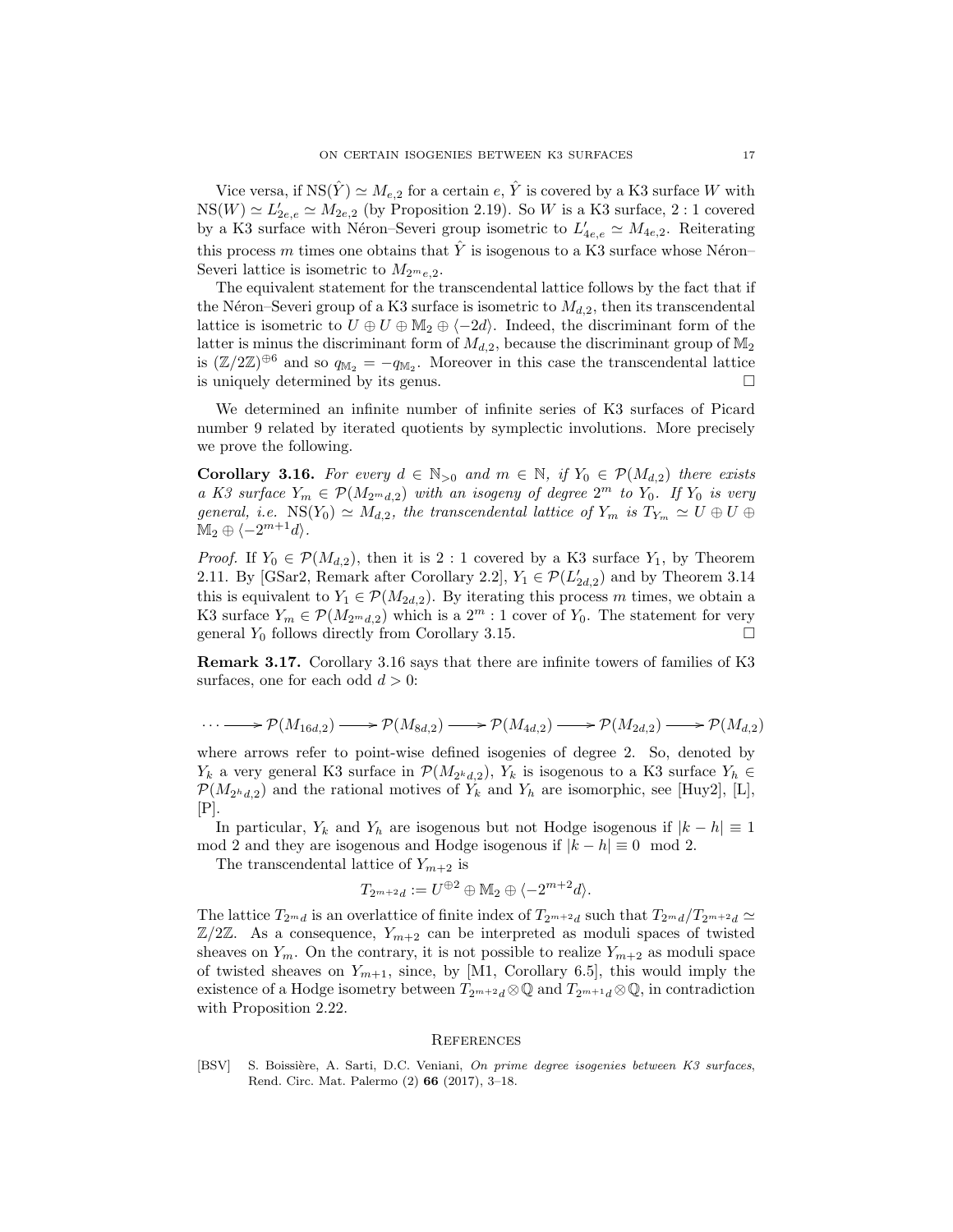Vice versa, if $\mathrm{NS}(\hat{Y}) \simeq M_{e,2}$ for a certain $e$, $\hat{Y}$ is covered by a K3 surface $W$ with $\mathrm{NS}(W) \simeq L'_{2e,e} \simeq M_{2e,2}$ (by Proposition 2.19). So $W$ is a K3 surface, $2:1$ covered by a K3 surface with Néron–Severi group isometric to $L'_{4e,e} \simeq M_{4e,2}$. Reiterating this process $m$ times one obtains that $\hat{Y}$ is isogenous to a K3 surface whose Néron–Severi lattice is isometric to $M_{2^m e,2}$.

The equivalent statement for the transcendental lattice follows by the fact that if the Néron–Severi group of a K3 surface is isometric to $M_{d,2}$, then its transcendental lattice is isometric to $U \oplus U \oplus \mathbb{M}_2 \oplus \langle -2d \rangle$. Indeed, the discriminant form of the latter is minus the discriminant form of $M_{d,2}$, because the discriminant group of $\mathbb{M}_2$ is $(\mathbb{Z}/2\mathbb{Z})^{\oplus 6}$ and so $q_{\mathbb{M}_2} = -q_{\mathbb{M}_2}$. Moreover in this case the transcendental lattice is uniquely determined by its genus. $\square$

We determined an infinite number of infinite series of K3 surfaces of Picard number 9 related by iterated quotients by symplectic involutions. More precisely we prove the following.

**Corollary 3.16.** *For every $d \in \mathbb{N}_{>0}$ and $m \in \mathbb{N}$, if $Y_0 \in \mathcal{P}(M_{d,2})$ there exists a K3 surface $Y_m \in \mathcal{P}(M_{2^m d,2})$ with an isogeny of degree $2^m$ to $Y_0$. If $Y_0$ is very general, i.e.* $\mathrm{NS}(Y_0) \simeq M_{d,2}$*, the transcendental lattice of $Y_m$ is $T_{Y_m} \simeq U \oplus U \oplus \mathbb{M}_2 \oplus \langle -2^{m+1} d \rangle$.*

*Proof.* If $Y_0 \in \mathcal{P}(M_{d,2})$, then it is $2:1$ covered by a K3 surface $Y_1$, by Theorem 2.11. By [GSar2, Remark after Corollary 2.2], $Y_1 \in \mathcal{P}(L'_{2d,2})$ and by Theorem 3.14 this is equivalent to $Y_1 \in \mathcal{P}(M_{2d,2})$. By iterating this process $m$ times, we obtain a K3 surface $Y_m \in \mathcal{P}(M_{2^m d,2})$ which is a $2^m:1$ cover of $Y_0$. The statement for very general $Y_0$ follows directly from Corollary 3.15. $\square$

**Remark 3.17.** Corollary 3.16 says that there are infinite towers of families of K3 surfaces, one for each odd $d > 0$:

$$\cdots \longrightarrow \mathcal{P}(M_{16d,2}) \longrightarrow \mathcal{P}(M_{8d,2}) \longrightarrow \mathcal{P}(M_{4d,2}) \longrightarrow \mathcal{P}(M_{2d,2}) \longrightarrow \mathcal{P}(M_{d,2})$$

where arrows refer to point-wise defined isogenies of degree 2. So, denoted by $Y_k$ a very general K3 surface in $\mathcal{P}(M_{2^k d,2})$, $Y_k$ is isogenous to a K3 surface $Y_h \in \mathcal{P}(M_{2^h d,2})$ and the rational motives of $Y_k$ and $Y_h$ are isomorphic, see [Huy2], [L], [P].

In particular, $Y_k$ and $Y_h$ are isogenous but not Hodge isogenous if $|k-h| \equiv 1 \mod 2$ and they are isogenous and Hodge isogenous if $|k-h| \equiv 0 \mod 2$.

The transcendental lattice of $Y_{m+2}$ is

$$T_{2^{m+2}d} := U^{\oplus 2} \oplus \mathbb{M}_2 \oplus \langle -2^{m+2} d \rangle.$$

The lattice $T_{2^m d}$ is an overlattice of finite index of $T_{2^{m+2}d}$ such that $T_{2^m d}/T_{2^{m+2}d} \simeq \mathbb{Z}/2\mathbb{Z}$. As a consequence, $Y_{m+2}$ can be interpreted as moduli spaces of twisted sheaves on $Y_m$. On the contrary, it is not possible to realize $Y_{m+2}$ as moduli space of twisted sheaves on $Y_{m+1}$, since, by [M1, Corollary 6.5], this would imply the existence of a Hodge isometry between $T_{2^{m+2}d} \otimes \mathbb{Q}$ and $T_{2^{m+1}d} \otimes \mathbb{Q}$, in contradiction with Proposition 2.22.

## References

[BSV] S. Boissière, A. Sarti, D.C. Veniani, *On prime degree isogenies between K3 surfaces*, Rend. Circ. Mat. Palermo (2) **66** (2017), 3–18.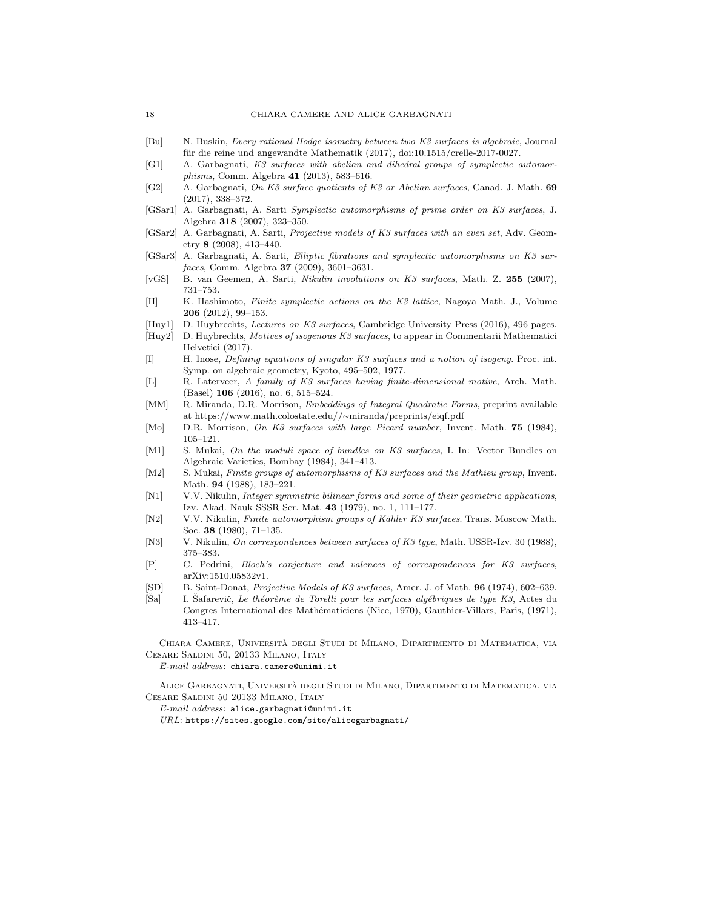- [Bu] N. Buskin, *Every rational Hodge isometry between two K3 surfaces is algebraic*, Journal für die reine und angewandte Mathematik (2017), doi:10.1515/crelle-2017-0027.
- [G1] A. Garbagnati, *K3 surfaces with abelian and dihedral groups of symplectic automorphisms*, Comm. Algebra **41** (2013), 583–616.
- [G2] A. Garbagnati, *On K3 surface quotients of K3 or Abelian surfaces*, Canad. J. Math. **69** (2017), 338–372.
- [GSar1] A. Garbagnati, A. Sarti *Symplectic automorphisms of prime order on K3 surfaces*, J. Algebra **318** (2007), 323–350.
- [GSar2] A. Garbagnati, A. Sarti, *Projective models of K3 surfaces with an even set*, Adv. Geometry **8** (2008), 413–440.
- [GSar3] A. Garbagnati, A. Sarti, *Elliptic fibrations and symplectic automorphisms on K3 surfaces*, Comm. Algebra **37** (2009), 3601–3631.
- [vGS] B. van Geemen, A. Sarti, *Nikulin involutions on K3 surfaces*, Math. Z. **255** (2007), 731–753.
- [H] K. Hashimoto, *Finite symplectic actions on the K3 lattice*, Nagoya Math. J., Volume **206** (2012), 99–153.
- [Huy1] D. Huybrechts, *Lectures on K3 surfaces*, Cambridge University Press (2016), 496 pages.
- [Huy2] D. Huybrechts, *Motives of isogenous K3 surfaces*, to appear in Commentarii Mathematici Helvetici (2017).
- [I] H. Inose, *Defining equations of singular K3 surfaces and a notion of isogeny*. Proc. int. Symp. on algebraic geometry, Kyoto, 495–502, 1977.
- [L] R. Laterveer, *A family of K3 surfaces having finite-dimensional motive*, Arch. Math. (Basel) **106** (2016), no. 6, 515–524.
- [MM] R. Miranda, D.R. Morrison, *Embeddings of Integral Quadratic Forms*, preprint available at https://www.math.colostate.edu//∼miranda/preprints/eiqf.pdf
- [Mo] D.R. Morrison, *On K3 surfaces with large Picard number*, Invent. Math. **75** (1984), 105–121.
- [M1] S. Mukai, *On the moduli space of bundles on K3 surfaces*, I. In: Vector Bundles on Algebraic Varieties, Bombay (1984), 341–413.
- [M2] S. Mukai, *Finite groups of automorphisms of K3 surfaces and the Mathieu group*, Invent. Math. **94** (1988), 183–221.
- [N1] V.V. Nikulin, *Integer symmetric bilinear forms and some of their geometric applications*, Izv. Akad. Nauk SSSR Ser. Mat. **43** (1979), no. 1, 111–177.
- [N2] V.V. Nikulin, *Finite automorphism groups of Kähler K3 surfaces*. Trans. Moscow Math. Soc. **38** (1980), 71–135.
- [N3] V. Nikulin, *On correspondences between surfaces of K3 type*, Math. USSR-Izv. 30 (1988), 375–383.
- [P] C. Pedrini, *Bloch's conjecture and valences of correspondences for K3 surfaces*, arXiv:1510.05832v1.
- [SD] B. Saint-Donat, *Projective Models of K3 surfaces*, Amer. J. of Math. **96** (1974), 602–639.
- [Ša] I. Šafarevič, *Le théorème de Torelli pour les surfaces algébriques de type K3*, Actes du Congres International des Mathématiciens (Nice, 1970), Gauthier-Villars, Paris, (1971), 413–417.

Chiara Camere, Università degli Studi di Milano, Dipartimento di Matematica, via Cesare Saldini 50, 20133 Milano, Italy

*E-mail address*: chiara.camere@unimi.it

Alice Garbagnati, Università degli Studi di Milano, Dipartimento di Matematica, via Cesare Saldini 50 20133 Milano, Italy

*E-mail address*: alice.garbagnati@unimi.it

*URL*: https://sites.google.com/site/alicegarbagnati/